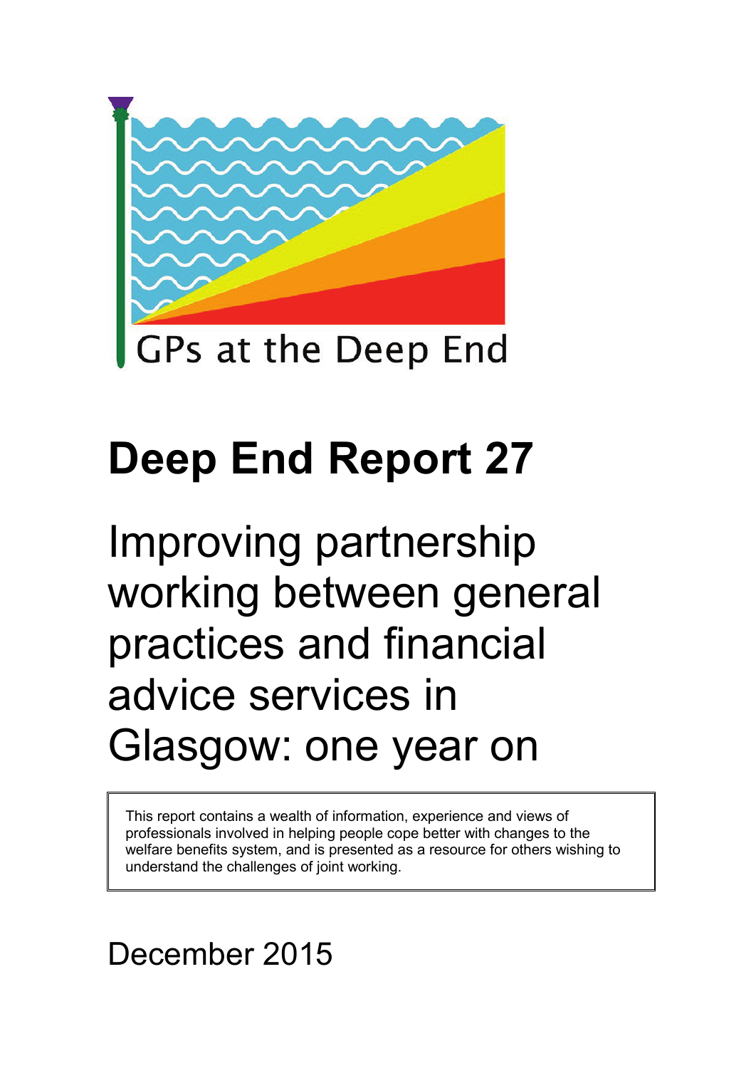GPs at the Deep End

# Deep End Report 27

## Improving partnership working between general practices and financial advice services in Glasgow: one year on

This report contains a wealth of information, experience and views of professionals involved in helping people cope better with changes to the welfare benefits system, and is presented as a resource for others wishing to understand the challenges of joint working.

December 2015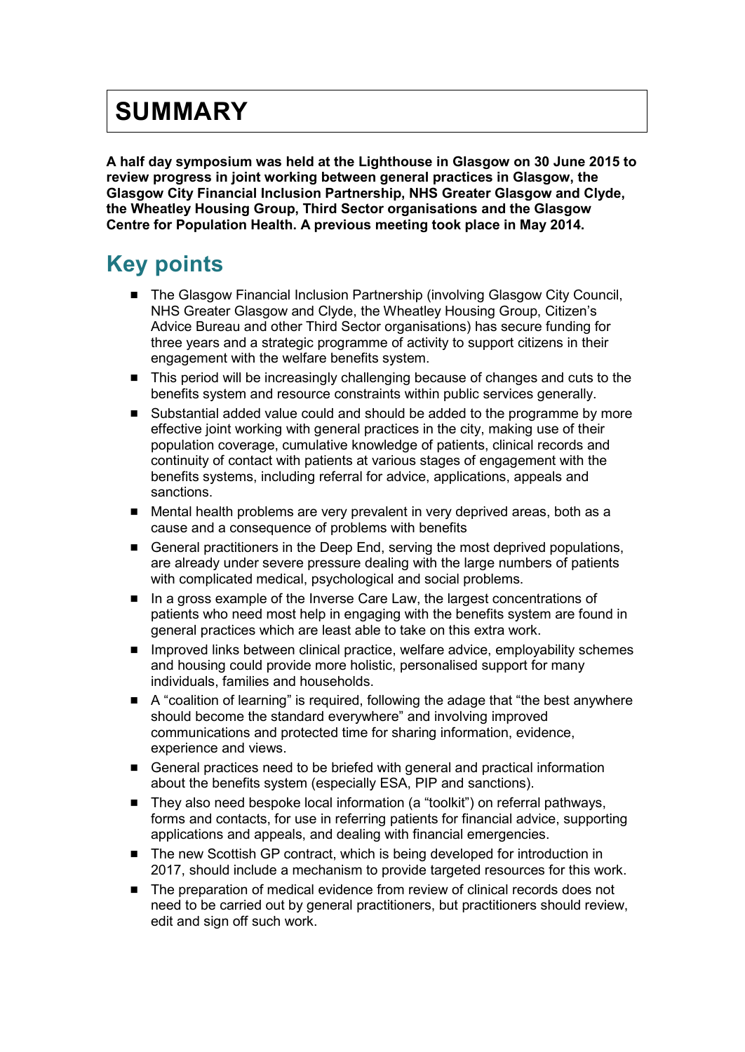# SUMMARY

**A half day symposium was held at the Lighthouse in Glasgow on 30 June 2015 to review progress in joint working between general practices in Glasgow, the Glasgow City Financial Inclusion Partnership, NHS Greater Glasgow and Clyde, the Wheatley Housing Group, Third Sector organisations and the Glasgow Centre for Population Health. A previous meeting took place in May 2014.**

## Key points

- The Glasgow Financial Inclusion Partnership (involving Glasgow City Council, NHS Greater Glasgow and Clyde, the Wheatley Housing Group, Citizen's Advice Bureau and other Third Sector organisations) has secure funding for three years and a strategic programme of activity to support citizens in their engagement with the welfare benefits system.
- This period will be increasingly challenging because of changes and cuts to the benefits system and resource constraints within public services generally.
- Substantial added value could and should be added to the programme by more effective joint working with general practices in the city, making use of their population coverage, cumulative knowledge of patients, clinical records and continuity of contact with patients at various stages of engagement with the benefits systems, including referral for advice, applications, appeals and sanctions.
- Mental health problems are very prevalent in very deprived areas, both as a cause and a consequence of problems with benefits
- General practitioners in the Deep End, serving the most deprived populations, are already under severe pressure dealing with the large numbers of patients with complicated medical, psychological and social problems.
- In a gross example of the Inverse Care Law, the largest concentrations of patients who need most help in engaging with the benefits system are found in general practices which are least able to take on this extra work.
- Improved links between clinical practice, welfare advice, employability schemes and housing could provide more holistic, personalised support for many individuals, families and households.
- A "coalition of learning" is required, following the adage that "the best anywhere should become the standard everywhere" and involving improved communications and protected time for sharing information, evidence, experience and views.
- General practices need to be briefed with general and practical information about the benefits system (especially ESA, PIP and sanctions).
- They also need bespoke local information (a "toolkit") on referral pathways, forms and contacts, for use in referring patients for financial advice, supporting applications and appeals, and dealing with financial emergencies.
- The new Scottish GP contract, which is being developed for introduction in 2017, should include a mechanism to provide targeted resources for this work.
- The preparation of medical evidence from review of clinical records does not need to be carried out by general practitioners, but practitioners should review, edit and sign off such work.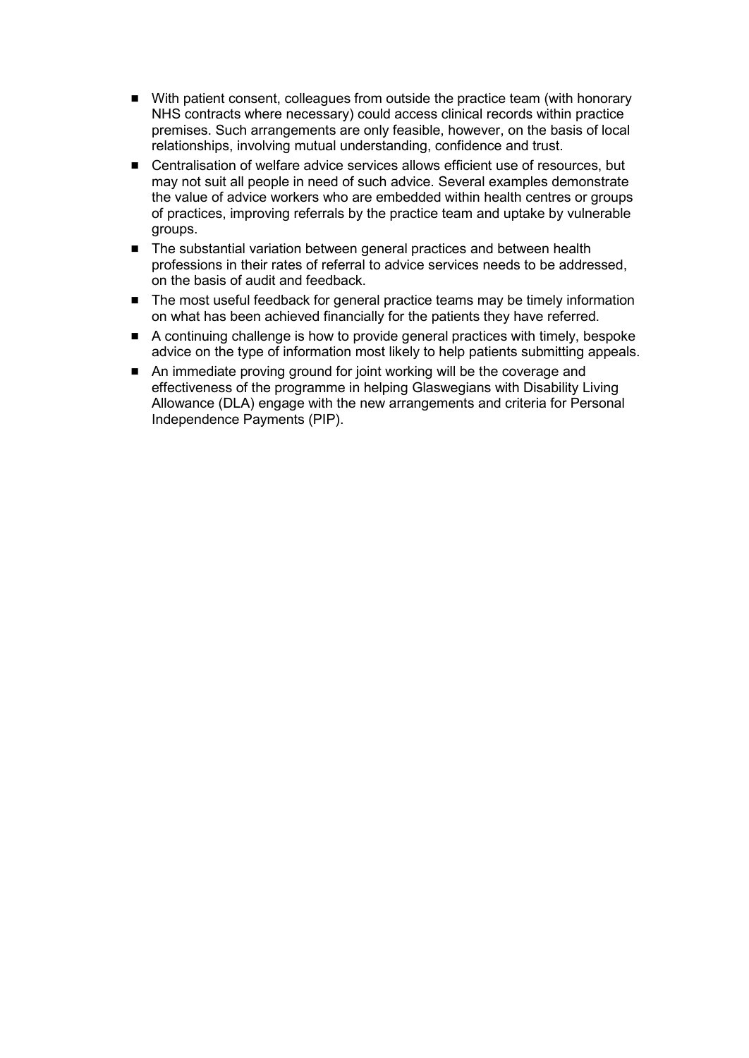- With patient consent, colleagues from outside the practice team (with honorary NHS contracts where necessary) could access clinical records within practice premises. Such arrangements are only feasible, however, on the basis of local relationships, involving mutual understanding, confidence and trust.
- Centralisation of welfare advice services allows efficient use of resources, but may not suit all people in need of such advice. Several examples demonstrate the value of advice workers who are embedded within health centres or groups of practices, improving referrals by the practice team and uptake by vulnerable groups.
- The substantial variation between general practices and between health professions in their rates of referral to advice services needs to be addressed, on the basis of audit and feedback.
- The most useful feedback for general practice teams may be timely information on what has been achieved financially for the patients they have referred.
- A continuing challenge is how to provide general practices with timely, bespoke advice on the type of information most likely to help patients submitting appeals.
- An immediate proving ground for joint working will be the coverage and effectiveness of the programme in helping Glaswegians with Disability Living Allowance (DLA) engage with the new arrangements and criteria for Personal Independence Payments (PIP).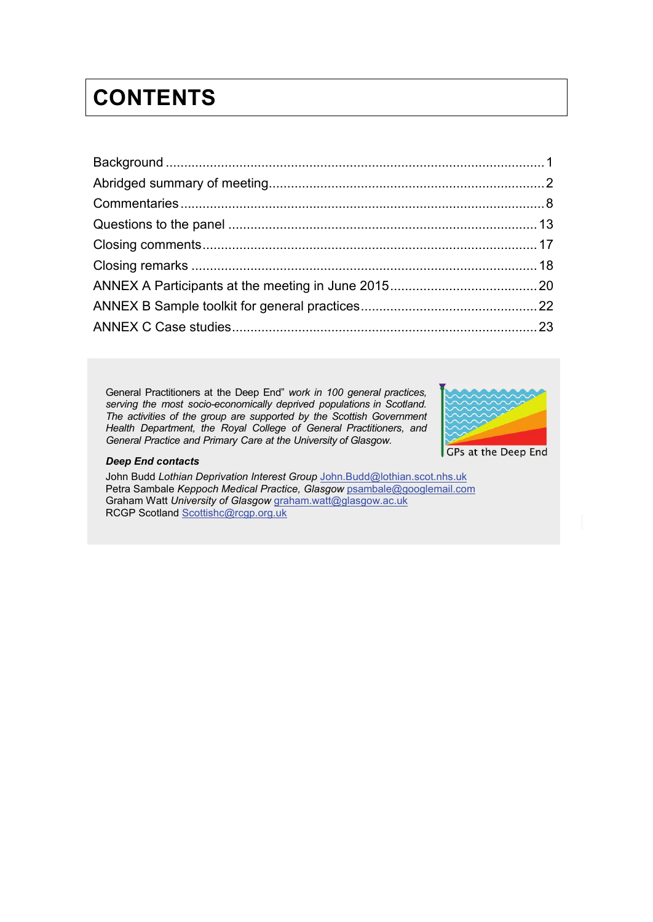# CONTENTS

Background ........................................................................................................ 1
Abridged summary of meeting ........................................................................... 2
Commentaries .................................................................................................... 8
Questions to the panel ....................................................................................... 13
Closing comments ............................................................................................. 17
Closing remarks ................................................................................................ 18
ANNEX A Participants at the meeting in June 2015 ........................................... 20
ANNEX B Sample toolkit for general practices ................................................... 22
ANNEX C Case studies ...................................................................................... 23

General Practitioners at the Deep End" *work in 100 general practices, serving the most socio-economically deprived populations in Scotland. The activities of the group are supported by the Scottish Government Health Department, the Royal College of General Practitioners, and General Practice and Primary Care at the University of Glasgow.*

GPs at the Deep End

***Deep End contacts***

John Budd *Lothian Deprivation Interest Group* John.Budd@lothian.scot.nhs.uk
Petra Sambale *Keppoch Medical Practice, Glasgow* psambale@googlemail.com
Graham Watt *University of Glasgow* graham.watt@glasgow.ac.uk
RCGP Scotland Scottishc@rcgp.org.uk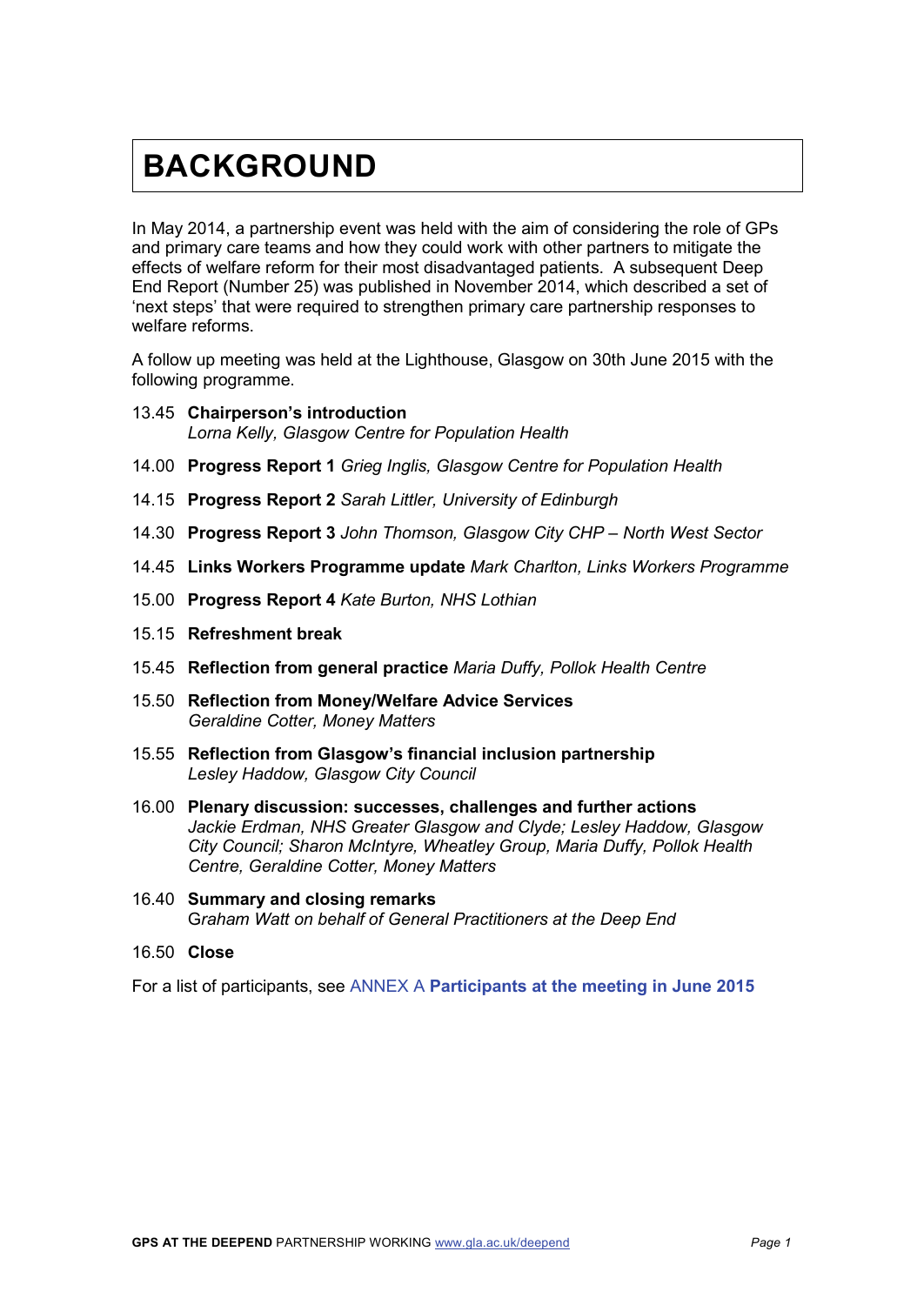# BACKGROUND

In May 2014, a partnership event was held with the aim of considering the role of GPs and primary care teams and how they could work with other partners to mitigate the effects of welfare reform for their most disadvantaged patients. A subsequent Deep End Report (Number 25) was published in November 2014, which described a set of 'next steps' that were required to strengthen primary care partnership responses to welfare reforms.

A follow up meeting was held at the Lighthouse, Glasgow on 30th June 2015 with the following programme.

13.45 **Chairperson's introduction**
*Lorna Kelly, Glasgow Centre for Population Health*

14.00 **Progress Report 1** *Grieg Inglis, Glasgow Centre for Population Health*

14.15 **Progress Report 2** *Sarah Littler, University of Edinburgh*

14.30 **Progress Report 3** *John Thomson, Glasgow City CHP – North West Sector*

14.45 **Links Workers Programme update** *Mark Charlton, Links Workers Programme*

15.00 **Progress Report 4** *Kate Burton, NHS Lothian*

15.15 **Refreshment break**

15.45 **Reflection from general practice** *Maria Duffy, Pollok Health Centre*

15.50 **Reflection from Money/Welfare Advice Services**
*Geraldine Cotter, Money Matters*

15.55 **Reflection from Glasgow's financial inclusion partnership**
*Lesley Haddow, Glasgow City Council*

16.00 **Plenary discussion: successes, challenges and further actions**
*Jackie Erdman, NHS Greater Glasgow and Clyde; Lesley Haddow, Glasgow City Council; Sharon McIntyre, Wheatley Group, Maria Duffy, Pollok Health Centre, Geraldine Cotter, Money Matters*

16.40 **Summary and closing remarks**
G*raham Watt on behalf of General Practitioners at the Deep End*

16.50 **Close**

For a list of participants, see ANNEX A **Participants at the meeting in June 2015**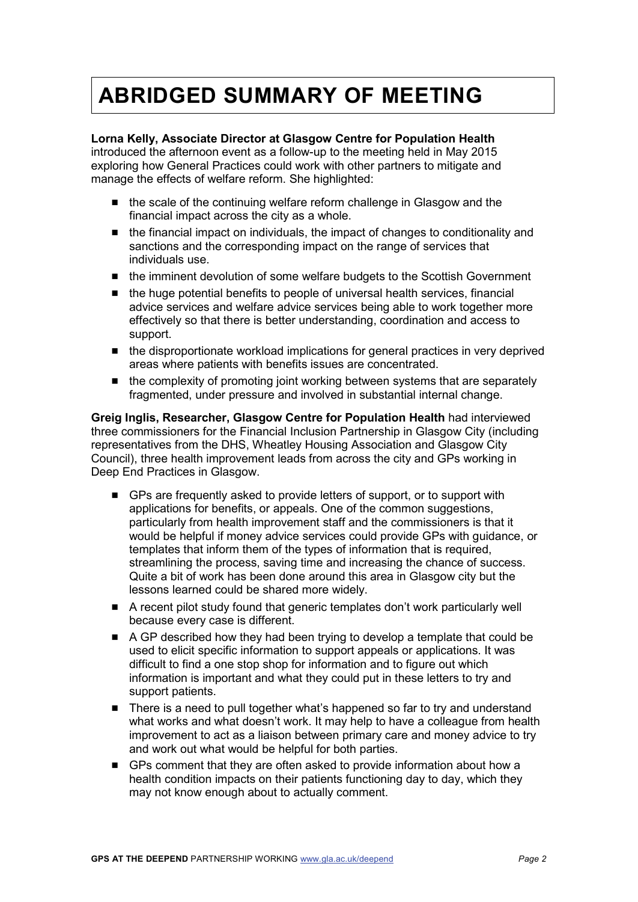# ABRIDGED SUMMARY OF MEETING

**Lorna Kelly, Associate Director at Glasgow Centre for Population Health** introduced the afternoon event as a follow-up to the meeting held in May 2015 exploring how General Practices could work with other partners to mitigate and manage the effects of welfare reform. She highlighted:

- the scale of the continuing welfare reform challenge in Glasgow and the financial impact across the city as a whole.
- the financial impact on individuals, the impact of changes to conditionality and sanctions and the corresponding impact on the range of services that individuals use.
- the imminent devolution of some welfare budgets to the Scottish Government
- the huge potential benefits to people of universal health services, financial advice services and welfare advice services being able to work together more effectively so that there is better understanding, coordination and access to support.
- the disproportionate workload implications for general practices in very deprived areas where patients with benefits issues are concentrated.
- the complexity of promoting joint working between systems that are separately fragmented, under pressure and involved in substantial internal change.

**Greig Inglis, Researcher, Glasgow Centre for Population Health** had interviewed three commissioners for the Financial Inclusion Partnership in Glasgow City (including representatives from the DHS, Wheatley Housing Association and Glasgow City Council), three health improvement leads from across the city and GPs working in Deep End Practices in Glasgow.

- GPs are frequently asked to provide letters of support, or to support with applications for benefits, or appeals. One of the common suggestions, particularly from health improvement staff and the commissioners is that it would be helpful if money advice services could provide GPs with guidance, or templates that inform them of the types of information that is required, streamlining the process, saving time and increasing the chance of success. Quite a bit of work has been done around this area in Glasgow city but the lessons learned could be shared more widely.
- A recent pilot study found that generic templates don't work particularly well because every case is different.
- A GP described how they had been trying to develop a template that could be used to elicit specific information to support appeals or applications. It was difficult to find a one stop shop for information and to figure out which information is important and what they could put in these letters to try and support patients.
- There is a need to pull together what's happened so far to try and understand what works and what doesn't work. It may help to have a colleague from health improvement to act as a liaison between primary care and money advice to try and work out what would be helpful for both parties.
- GPs comment that they are often asked to provide information about how a health condition impacts on their patients functioning day to day, which they may not know enough about to actually comment.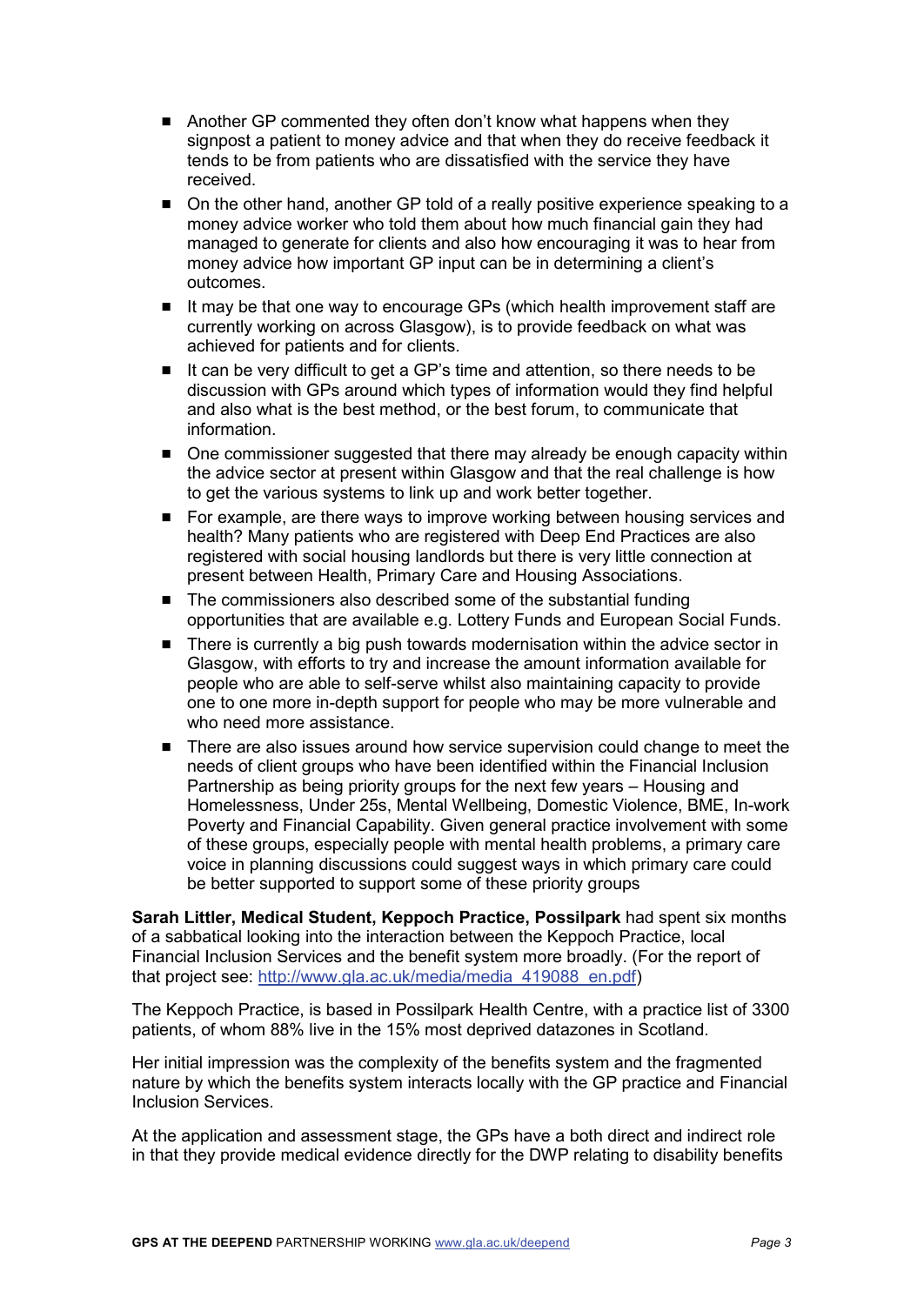- Another GP commented they often don't know what happens when they signpost a patient to money advice and that when they do receive feedback it tends to be from patients who are dissatisfied with the service they have received.
- On the other hand, another GP told of a really positive experience speaking to a money advice worker who told them about how much financial gain they had managed to generate for clients and also how encouraging it was to hear from money advice how important GP input can be in determining a client's outcomes.
- It may be that one way to encourage GPs (which health improvement staff are currently working on across Glasgow), is to provide feedback on what was achieved for patients and for clients.
- It can be very difficult to get a GP's time and attention, so there needs to be discussion with GPs around which types of information would they find helpful and also what is the best method, or the best forum, to communicate that information.
- One commissioner suggested that there may already be enough capacity within the advice sector at present within Glasgow and that the real challenge is how to get the various systems to link up and work better together.
- For example, are there ways to improve working between housing services and health? Many patients who are registered with Deep End Practices are also registered with social housing landlords but there is very little connection at present between Health, Primary Care and Housing Associations.
- The commissioners also described some of the substantial funding opportunities that are available e.g. Lottery Funds and European Social Funds.
- There is currently a big push towards modernisation within the advice sector in Glasgow, with efforts to try and increase the amount information available for people who are able to self-serve whilst also maintaining capacity to provide one to one more in-depth support for people who may be more vulnerable and who need more assistance.
- There are also issues around how service supervision could change to meet the needs of client groups who have been identified within the Financial Inclusion Partnership as being priority groups for the next few years – Housing and Homelessness, Under 25s, Mental Wellbeing, Domestic Violence, BME, In-work Poverty and Financial Capability. Given general practice involvement with some of these groups, especially people with mental health problems, a primary care voice in planning discussions could suggest ways in which primary care could be better supported to support some of these priority groups

**Sarah Littler, Medical Student, Keppoch Practice, Possilpark** had spent six months of a sabbatical looking into the interaction between the Keppoch Practice, local Financial Inclusion Services and the benefit system more broadly. (For the report of that project see: http://www.gla.ac.uk/media/media_419088_en.pdf)

The Keppoch Practice, is based in Possilpark Health Centre, with a practice list of 3300 patients, of whom 88% live in the 15% most deprived datazones in Scotland.

Her initial impression was the complexity of the benefits system and the fragmented nature by which the benefits system interacts locally with the GP practice and Financial Inclusion Services.

At the application and assessment stage, the GPs have a both direct and indirect role in that they provide medical evidence directly for the DWP relating to disability benefits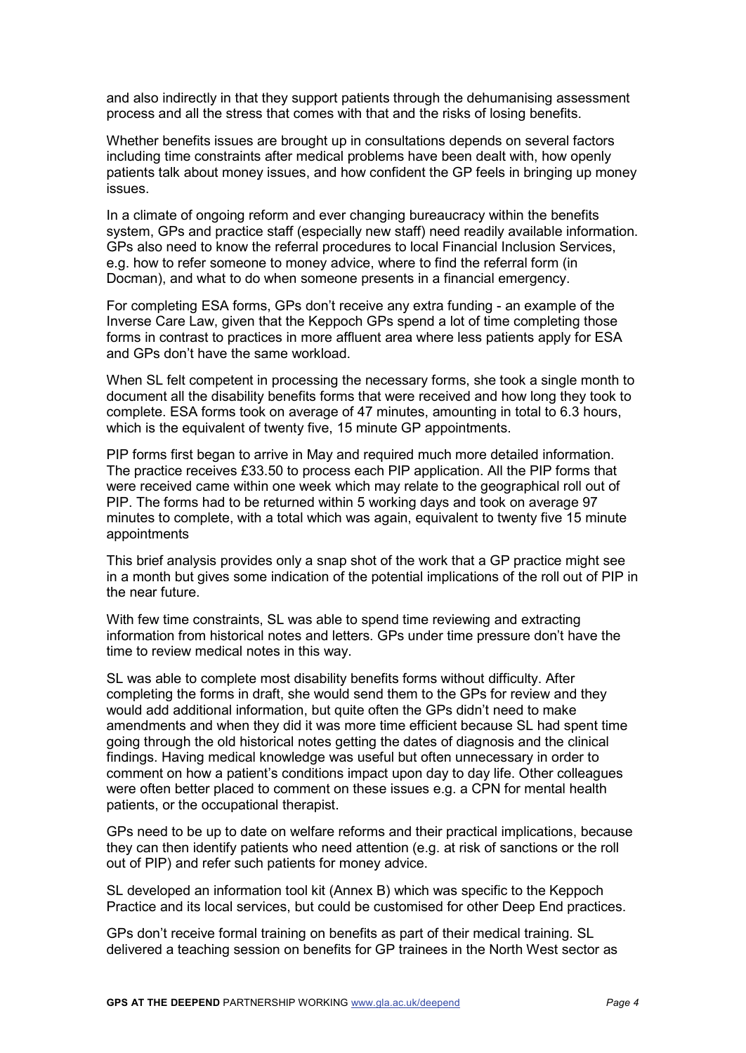and also indirectly in that they support patients through the dehumanising assessment process and all the stress that comes with that and the risks of losing benefits.

Whether benefits issues are brought up in consultations depends on several factors including time constraints after medical problems have been dealt with, how openly patients talk about money issues, and how confident the GP feels in bringing up money issues.

In a climate of ongoing reform and ever changing bureaucracy within the benefits system, GPs and practice staff (especially new staff) need readily available information. GPs also need to know the referral procedures to local Financial Inclusion Services, e.g. how to refer someone to money advice, where to find the referral form (in Docman), and what to do when someone presents in a financial emergency.

For completing ESA forms, GPs don't receive any extra funding - an example of the Inverse Care Law, given that the Keppoch GPs spend a lot of time completing those forms in contrast to practices in more affluent area where less patients apply for ESA and GPs don't have the same workload.

When SL felt competent in processing the necessary forms, she took a single month to document all the disability benefits forms that were received and how long they took to complete. ESA forms took on average of 47 minutes, amounting in total to 6.3 hours, which is the equivalent of twenty five, 15 minute GP appointments.

PIP forms first began to arrive in May and required much more detailed information. The practice receives £33.50 to process each PIP application. All the PIP forms that were received came within one week which may relate to the geographical roll out of PIP. The forms had to be returned within 5 working days and took on average 97 minutes to complete, with a total which was again, equivalent to twenty five 15 minute appointments

This brief analysis provides only a snap shot of the work that a GP practice might see in a month but gives some indication of the potential implications of the roll out of PIP in the near future.

With few time constraints, SL was able to spend time reviewing and extracting information from historical notes and letters. GPs under time pressure don't have the time to review medical notes in this way.

SL was able to complete most disability benefits forms without difficulty. After completing the forms in draft, she would send them to the GPs for review and they would add additional information, but quite often the GPs didn't need to make amendments and when they did it was more time efficient because SL had spent time going through the old historical notes getting the dates of diagnosis and the clinical findings. Having medical knowledge was useful but often unnecessary in order to comment on how a patient's conditions impact upon day to day life. Other colleagues were often better placed to comment on these issues e.g. a CPN for mental health patients, or the occupational therapist.

GPs need to be up to date on welfare reforms and their practical implications, because they can then identify patients who need attention (e.g. at risk of sanctions or the roll out of PIP) and refer such patients for money advice.

SL developed an information tool kit (Annex B) which was specific to the Keppoch Practice and its local services, but could be customised for other Deep End practices.

GPs don't receive formal training on benefits as part of their medical training. SL delivered a teaching session on benefits for GP trainees in the North West sector as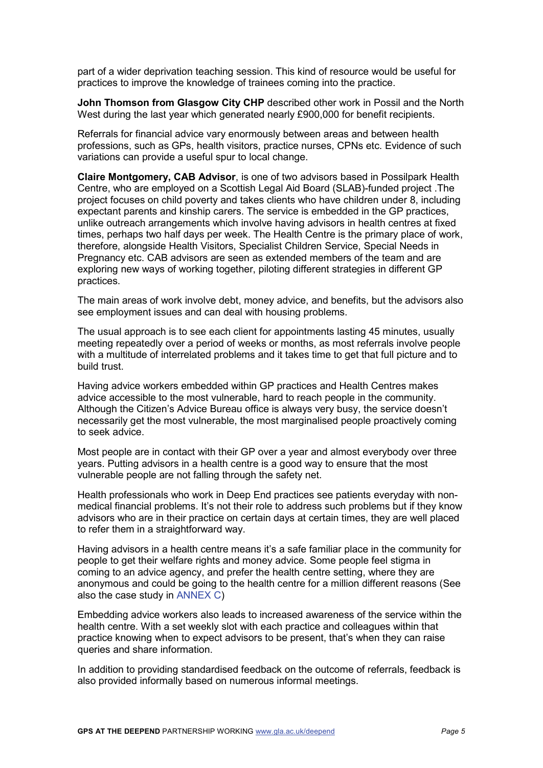part of a wider deprivation teaching session. This kind of resource would be useful for practices to improve the knowledge of trainees coming into the practice.

**John Thomson from Glasgow City CHP** described other work in Possil and the North West during the last year which generated nearly £900,000 for benefit recipients.

Referrals for financial advice vary enormously between areas and between health professions, such as GPs, health visitors, practice nurses, CPNs etc. Evidence of such variations can provide a useful spur to local change.

**Claire Montgomery, CAB Advisor**, is one of two advisors based in Possilpark Health Centre, who are employed on a Scottish Legal Aid Board (SLAB)-funded project .The project focuses on child poverty and takes clients who have children under 8, including expectant parents and kinship carers. The service is embedded in the GP practices, unlike outreach arrangements which involve having advisors in health centres at fixed times, perhaps two half days per week. The Health Centre is the primary place of work, therefore, alongside Health Visitors, Specialist Children Service, Special Needs in Pregnancy etc. CAB advisors are seen as extended members of the team and are exploring new ways of working together, piloting different strategies in different GP practices.

The main areas of work involve debt, money advice, and benefits, but the advisors also see employment issues and can deal with housing problems.

The usual approach is to see each client for appointments lasting 45 minutes, usually meeting repeatedly over a period of weeks or months, as most referrals involve people with a multitude of interrelated problems and it takes time to get that full picture and to build trust.

Having advice workers embedded within GP practices and Health Centres makes advice accessible to the most vulnerable, hard to reach people in the community. Although the Citizen's Advice Bureau office is always very busy, the service doesn't necessarily get the most vulnerable, the most marginalised people proactively coming to seek advice.

Most people are in contact with their GP over a year and almost everybody over three years. Putting advisors in a health centre is a good way to ensure that the most vulnerable people are not falling through the safety net.

Health professionals who work in Deep End practices see patients everyday with non-medical financial problems. It's not their role to address such problems but if they know advisors who are in their practice on certain days at certain times, they are well placed to refer them in a straightforward way.

Having advisors in a health centre means it's a safe familiar place in the community for people to get their welfare rights and money advice. Some people feel stigma in coming to an advice agency, and prefer the health centre setting, where they are anonymous and could be going to the health centre for a million different reasons (See also the case study in ANNEX C)

Embedding advice workers also leads to increased awareness of the service within the health centre. With a set weekly slot with each practice and colleagues within that practice knowing when to expect advisors to be present, that's when they can raise queries and share information.

In addition to providing standardised feedback on the outcome of referrals, feedback is also provided informally based on numerous informal meetings.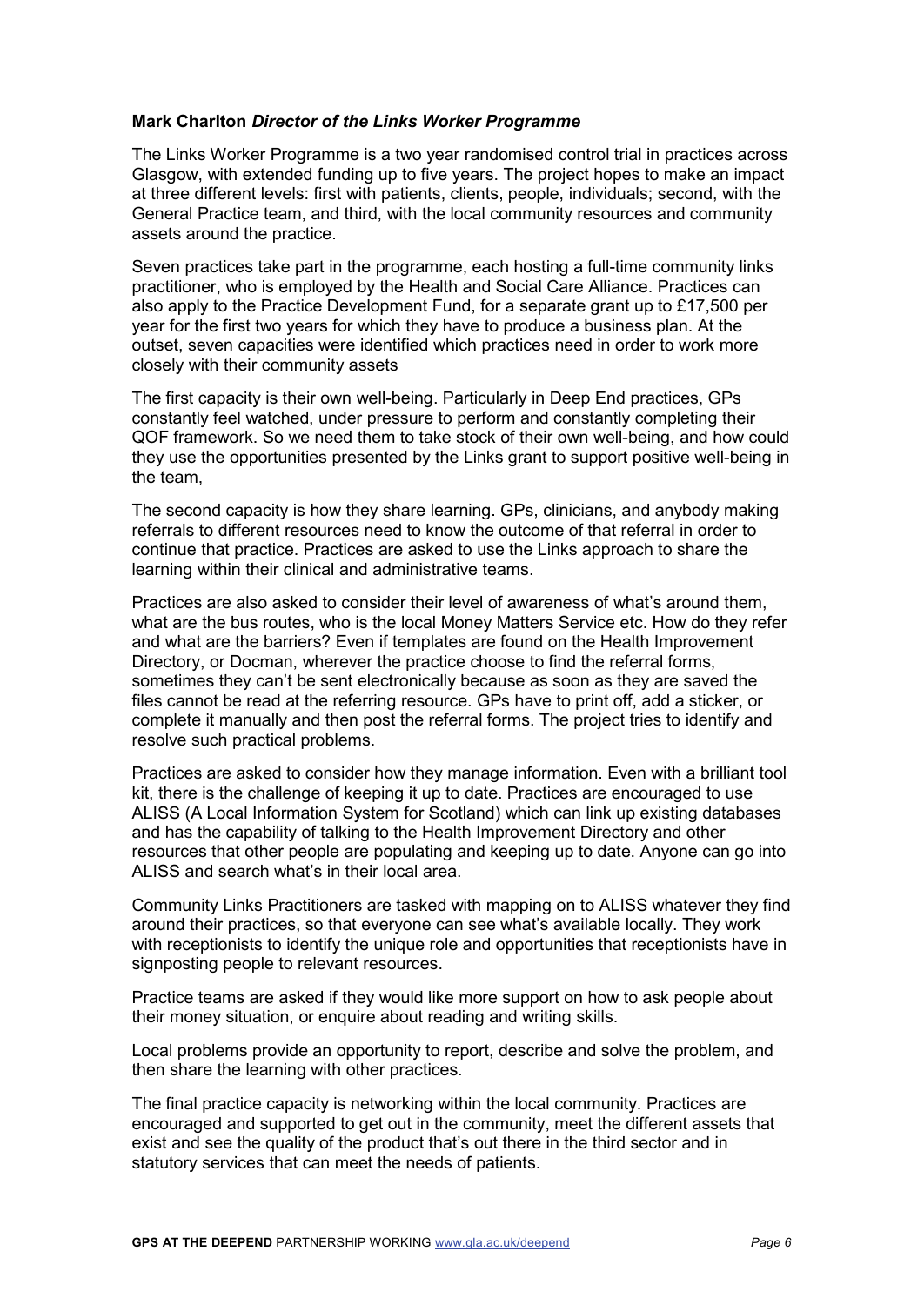**Mark Charlton** ***Director of the Links Worker Programme***

The Links Worker Programme is a two year randomised control trial in practices across Glasgow, with extended funding up to five years. The project hopes to make an impact at three different levels: first with patients, clients, people, individuals; second, with the General Practice team, and third, with the local community resources and community assets around the practice.

Seven practices take part in the programme, each hosting a full-time community links practitioner, who is employed by the Health and Social Care Alliance. Practices can also apply to the Practice Development Fund, for a separate grant up to £17,500 per year for the first two years for which they have to produce a business plan. At the outset, seven capacities were identified which practices need in order to work more closely with their community assets

The first capacity is their own well-being. Particularly in Deep End practices, GPs constantly feel watched, under pressure to perform and constantly completing their QOF framework. So we need them to take stock of their own well-being, and how could they use the opportunities presented by the Links grant to support positive well-being in the team,

The second capacity is how they share learning. GPs, clinicians, and anybody making referrals to different resources need to know the outcome of that referral in order to continue that practice. Practices are asked to use the Links approach to share the learning within their clinical and administrative teams.

Practices are also asked to consider their level of awareness of what's around them, what are the bus routes, who is the local Money Matters Service etc. How do they refer and what are the barriers? Even if templates are found on the Health Improvement Directory, or Docman, wherever the practice choose to find the referral forms, sometimes they can't be sent electronically because as soon as they are saved the files cannot be read at the referring resource. GPs have to print off, add a sticker, or complete it manually and then post the referral forms. The project tries to identify and resolve such practical problems.

Practices are asked to consider how they manage information. Even with a brilliant tool kit, there is the challenge of keeping it up to date. Practices are encouraged to use ALISS (A Local Information System for Scotland) which can link up existing databases and has the capability of talking to the Health Improvement Directory and other resources that other people are populating and keeping up to date. Anyone can go into ALISS and search what's in their local area.

Community Links Practitioners are tasked with mapping on to ALISS whatever they find around their practices, so that everyone can see what's available locally. They work with receptionists to identify the unique role and opportunities that receptionists have in signposting people to relevant resources.

Practice teams are asked if they would like more support on how to ask people about their money situation, or enquire about reading and writing skills.

Local problems provide an opportunity to report, describe and solve the problem, and then share the learning with other practices.

The final practice capacity is networking within the local community. Practices are encouraged and supported to get out in the community, meet the different assets that exist and see the quality of the product that's out there in the third sector and in statutory services that can meet the needs of patients.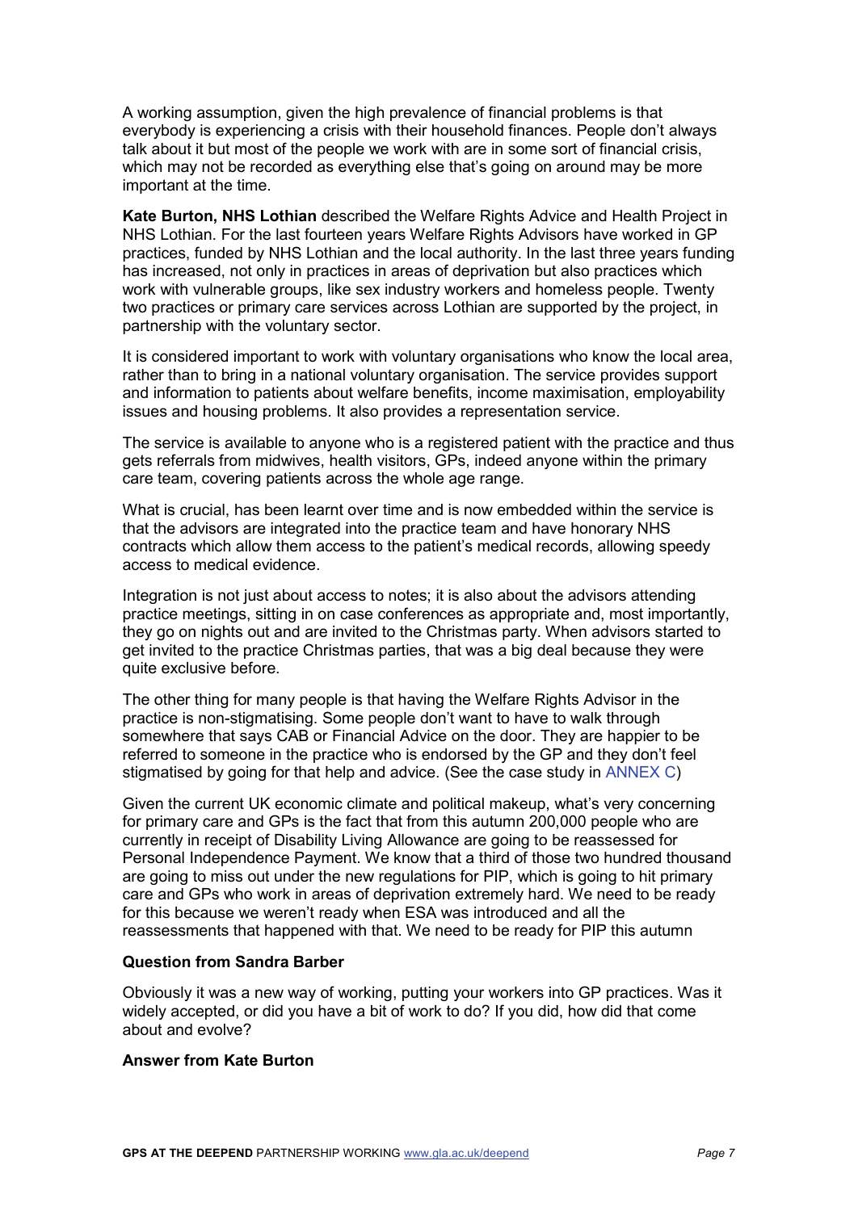A working assumption, given the high prevalence of financial problems is that everybody is experiencing a crisis with their household finances. People don't always talk about it but most of the people we work with are in some sort of financial crisis, which may not be recorded as everything else that's going on around may be more important at the time.

**Kate Burton, NHS Lothian** described the Welfare Rights Advice and Health Project in NHS Lothian. For the last fourteen years Welfare Rights Advisors have worked in GP practices, funded by NHS Lothian and the local authority. In the last three years funding has increased, not only in practices in areas of deprivation but also practices which work with vulnerable groups, like sex industry workers and homeless people. Twenty two practices or primary care services across Lothian are supported by the project, in partnership with the voluntary sector.

It is considered important to work with voluntary organisations who know the local area, rather than to bring in a national voluntary organisation. The service provides support and information to patients about welfare benefits, income maximisation, employability issues and housing problems. It also provides a representation service.

The service is available to anyone who is a registered patient with the practice and thus gets referrals from midwives, health visitors, GPs, indeed anyone within the primary care team, covering patients across the whole age range.

What is crucial, has been learnt over time and is now embedded within the service is that the advisors are integrated into the practice team and have honorary NHS contracts which allow them access to the patient's medical records, allowing speedy access to medical evidence.

Integration is not just about access to notes; it is also about the advisors attending practice meetings, sitting in on case conferences as appropriate and, most importantly, they go on nights out and are invited to the Christmas party. When advisors started to get invited to the practice Christmas parties, that was a big deal because they were quite exclusive before.

The other thing for many people is that having the Welfare Rights Advisor in the practice is non-stigmatising. Some people don't want to have to walk through somewhere that says CAB or Financial Advice on the door. They are happier to be referred to someone in the practice who is endorsed by the GP and they don't feel stigmatised by going for that help and advice. (See the case study in ANNEX C)

Given the current UK economic climate and political makeup, what's very concerning for primary care and GPs is the fact that from this autumn 200,000 people who are currently in receipt of Disability Living Allowance are going to be reassessed for Personal Independence Payment. We know that a third of those two hundred thousand are going to miss out under the new regulations for PIP, which is going to hit primary care and GPs who work in areas of deprivation extremely hard. We need to be ready for this because we weren't ready when ESA was introduced and all the reassessments that happened with that. We need to be ready for PIP this autumn

**Question from Sandra Barber**

Obviously it was a new way of working, putting your workers into GP practices. Was it widely accepted, or did you have a bit of work to do? If you did, how did that come about and evolve?

**Answer from Kate Burton**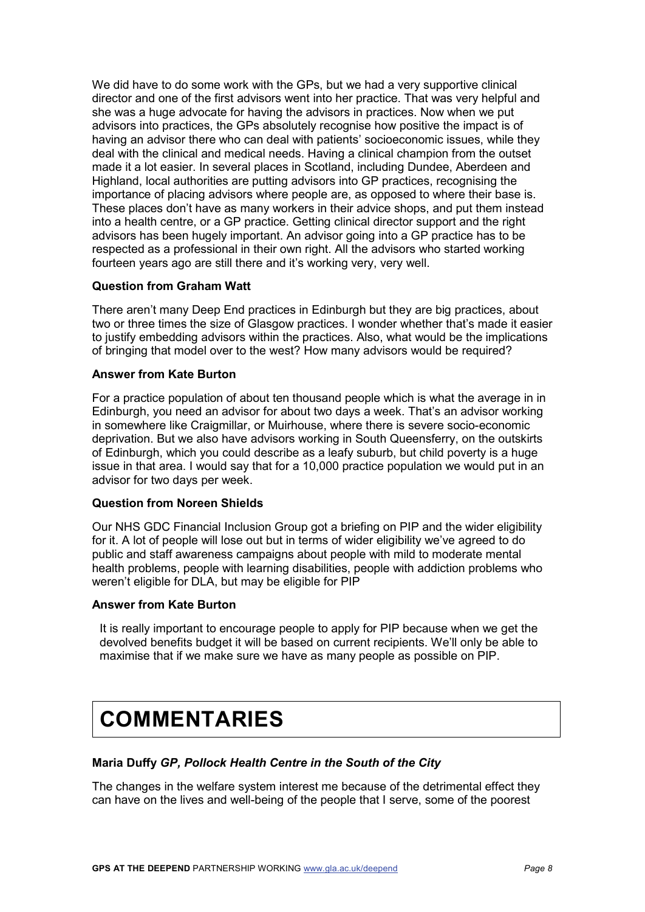We did have to do some work with the GPs, but we had a very supportive clinical director and one of the first advisors went into her practice. That was very helpful and she was a huge advocate for having the advisors in practices. Now when we put advisors into practices, the GPs absolutely recognise how positive the impact is of having an advisor there who can deal with patients' socioeconomic issues, while they deal with the clinical and medical needs. Having a clinical champion from the outset made it a lot easier. In several places in Scotland, including Dundee, Aberdeen and Highland, local authorities are putting advisors into GP practices, recognising the importance of placing advisors where people are, as opposed to where their base is. These places don't have as many workers in their advice shops, and put them instead into a health centre, or a GP practice. Getting clinical director support and the right advisors has been hugely important. An advisor going into a GP practice has to be respected as a professional in their own right. All the advisors who started working fourteen years ago are still there and it's working very, very well.

**Question from Graham Watt**

There aren't many Deep End practices in Edinburgh but they are big practices, about two or three times the size of Glasgow practices. I wonder whether that's made it easier to justify embedding advisors within the practices. Also, what would be the implications of bringing that model over to the west? How many advisors would be required?

**Answer from Kate Burton**

For a practice population of about ten thousand people which is what the average in in Edinburgh, you need an advisor for about two days a week. That's an advisor working in somewhere like Craigmillar, or Muirhouse, where there is severe socio-economic deprivation. But we also have advisors working in South Queensferry, on the outskirts of Edinburgh, which you could describe as a leafy suburb, but child poverty is a huge issue in that area. I would say that for a 10,000 practice population we would put in an advisor for two days per week.

**Question from Noreen Shields**

Our NHS GDC Financial Inclusion Group got a briefing on PIP and the wider eligibility for it. A lot of people will lose out but in terms of wider eligibility we've agreed to do public and staff awareness campaigns about people with mild to moderate mental health problems, people with learning disabilities, people with addiction problems who weren't eligible for DLA, but may be eligible for PIP

**Answer from Kate Burton**

It is really important to encourage people to apply for PIP because when we get the devolved benefits budget it will be based on current recipients. We'll only be able to maximise that if we make sure we have as many people as possible on PIP.

# COMMENTARIES

**Maria Duffy** ***GP, Pollock Health Centre in the South of the City***

The changes in the welfare system interest me because of the detrimental effect they can have on the lives and well-being of the people that I serve, some of the poorest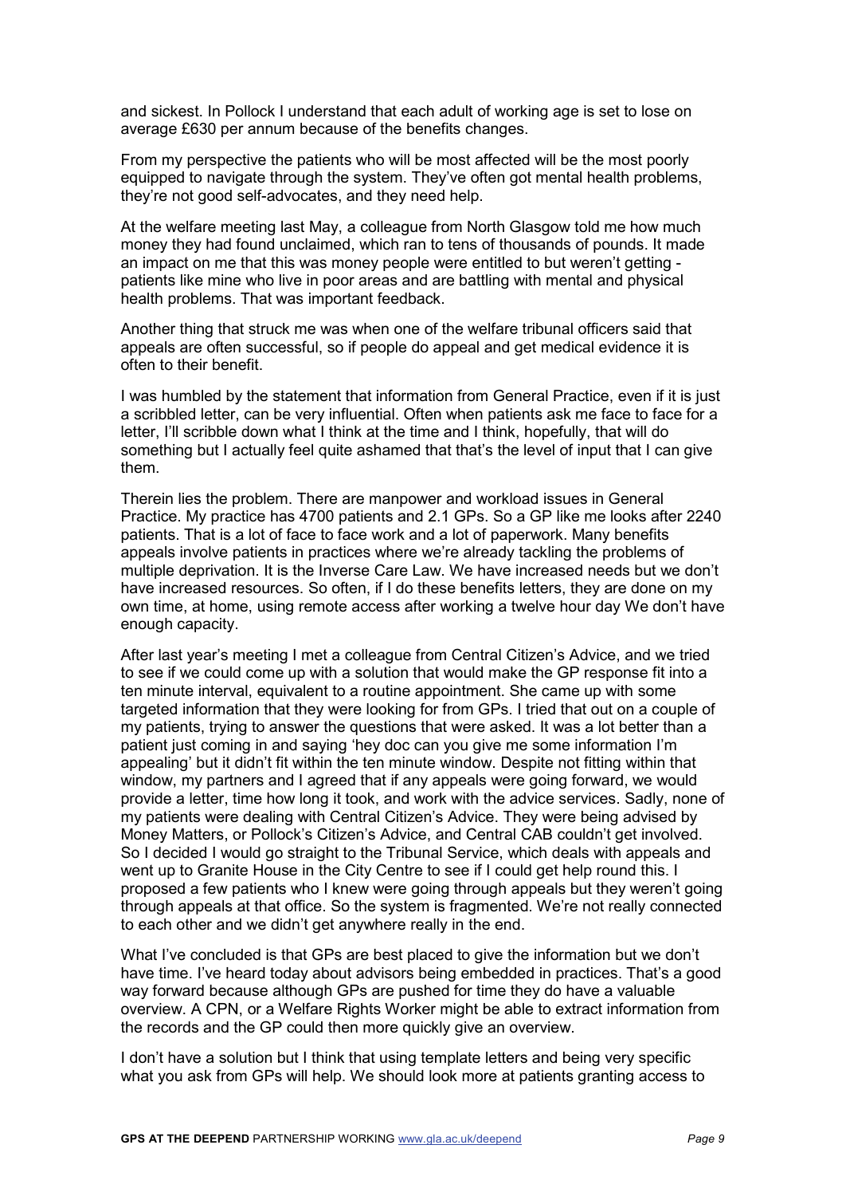and sickest. In Pollock I understand that each adult of working age is set to lose on average £630 per annum because of the benefits changes.

From my perspective the patients who will be most affected will be the most poorly equipped to navigate through the system. They've often got mental health problems, they're not good self-advocates, and they need help.

At the welfare meeting last May, a colleague from North Glasgow told me how much money they had found unclaimed, which ran to tens of thousands of pounds. It made an impact on me that this was money people were entitled to but weren't getting - patients like mine who live in poor areas and are battling with mental and physical health problems. That was important feedback.

Another thing that struck me was when one of the welfare tribunal officers said that appeals are often successful, so if people do appeal and get medical evidence it is often to their benefit.

I was humbled by the statement that information from General Practice, even if it is just a scribbled letter, can be very influential. Often when patients ask me face to face for a letter, I'll scribble down what I think at the time and I think, hopefully, that will do something but I actually feel quite ashamed that that's the level of input that I can give them.

Therein lies the problem. There are manpower and workload issues in General Practice. My practice has 4700 patients and 2.1 GPs. So a GP like me looks after 2240 patients. That is a lot of face to face work and a lot of paperwork. Many benefits appeals involve patients in practices where we're already tackling the problems of multiple deprivation. It is the Inverse Care Law. We have increased needs but we don't have increased resources. So often, if I do these benefits letters, they are done on my own time, at home, using remote access after working a twelve hour day We don't have enough capacity.

After last year's meeting I met a colleague from Central Citizen's Advice, and we tried to see if we could come up with a solution that would make the GP response fit into a ten minute interval, equivalent to a routine appointment. She came up with some targeted information that they were looking for from GPs. I tried that out on a couple of my patients, trying to answer the questions that were asked. It was a lot better than a patient just coming in and saying 'hey doc can you give me some information I'm appealing' but it didn't fit within the ten minute window. Despite not fitting within that window, my partners and I agreed that if any appeals were going forward, we would provide a letter, time how long it took, and work with the advice services. Sadly, none of my patients were dealing with Central Citizen's Advice. They were being advised by Money Matters, or Pollock's Citizen's Advice, and Central CAB couldn't get involved. So I decided I would go straight to the Tribunal Service, which deals with appeals and went up to Granite House in the City Centre to see if I could get help round this. I proposed a few patients who I knew were going through appeals but they weren't going through appeals at that office. So the system is fragmented. We're not really connected to each other and we didn't get anywhere really in the end.

What I've concluded is that GPs are best placed to give the information but we don't have time. I've heard today about advisors being embedded in practices. That's a good way forward because although GPs are pushed for time they do have a valuable overview. A CPN, or a Welfare Rights Worker might be able to extract information from the records and the GP could then more quickly give an overview.

I don't have a solution but I think that using template letters and being very specific what you ask from GPs will help. We should look more at patients granting access to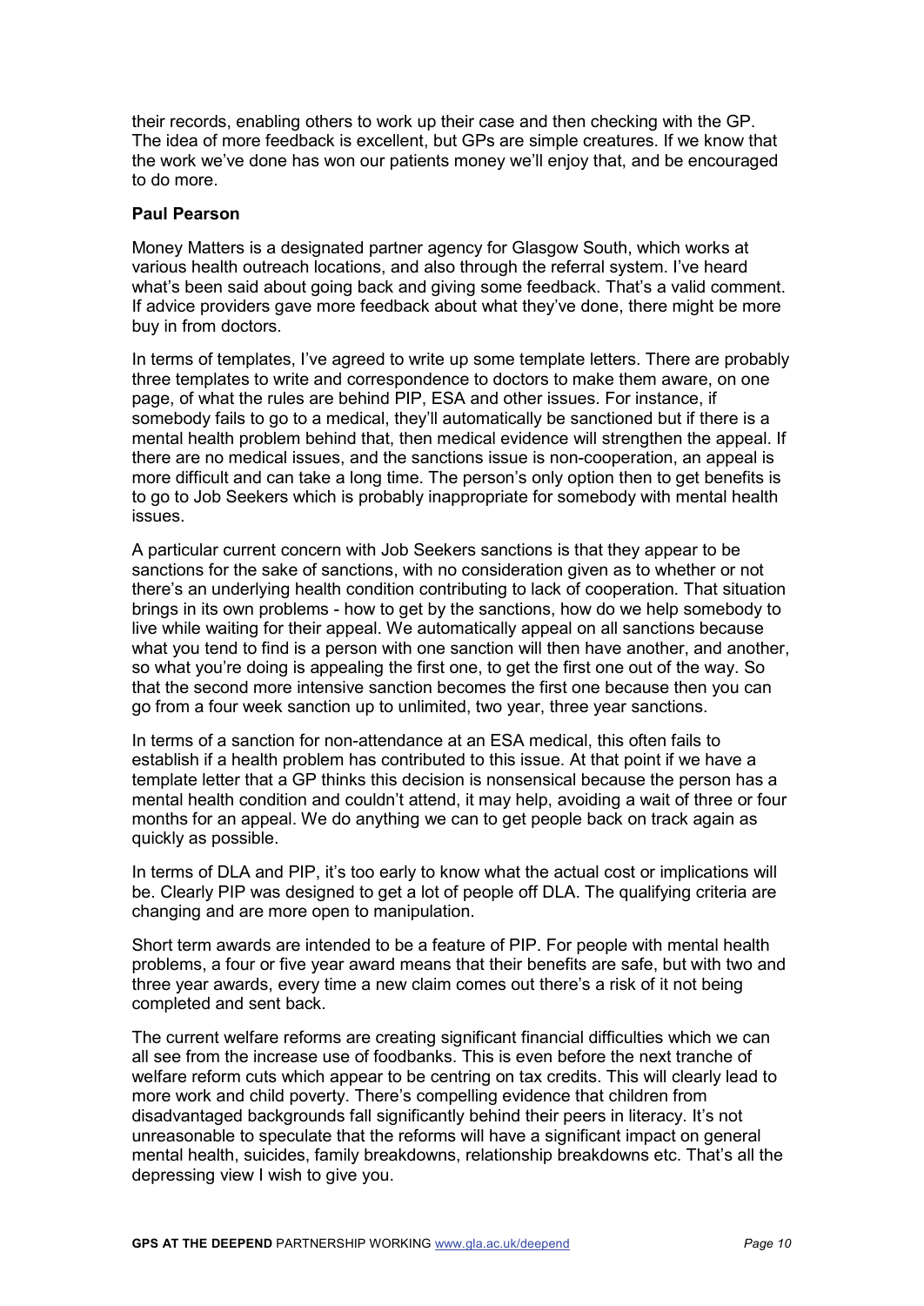their records, enabling others to work up their case and then checking with the GP. The idea of more feedback is excellent, but GPs are simple creatures. If we know that the work we've done has won our patients money we'll enjoy that, and be encouraged to do more.

**Paul Pearson**

Money Matters is a designated partner agency for Glasgow South, which works at various health outreach locations, and also through the referral system. I've heard what's been said about going back and giving some feedback. That's a valid comment. If advice providers gave more feedback about what they've done, there might be more buy in from doctors.

In terms of templates, I've agreed to write up some template letters. There are probably three templates to write and correspondence to doctors to make them aware, on one page, of what the rules are behind PIP, ESA and other issues. For instance, if somebody fails to go to a medical, they'll automatically be sanctioned but if there is a mental health problem behind that, then medical evidence will strengthen the appeal. If there are no medical issues, and the sanctions issue is non-cooperation, an appeal is more difficult and can take a long time. The person's only option then to get benefits is to go to Job Seekers which is probably inappropriate for somebody with mental health issues.

A particular current concern with Job Seekers sanctions is that they appear to be sanctions for the sake of sanctions, with no consideration given as to whether or not there's an underlying health condition contributing to lack of cooperation. That situation brings in its own problems - how to get by the sanctions, how do we help somebody to live while waiting for their appeal. We automatically appeal on all sanctions because what you tend to find is a person with one sanction will then have another, and another, so what you're doing is appealing the first one, to get the first one out of the way. So that the second more intensive sanction becomes the first one because then you can go from a four week sanction up to unlimited, two year, three year sanctions.

In terms of a sanction for non-attendance at an ESA medical, this often fails to establish if a health problem has contributed to this issue. At that point if we have a template letter that a GP thinks this decision is nonsensical because the person has a mental health condition and couldn't attend, it may help, avoiding a wait of three or four months for an appeal. We do anything we can to get people back on track again as quickly as possible.

In terms of DLA and PIP, it's too early to know what the actual cost or implications will be. Clearly PIP was designed to get a lot of people off DLA. The qualifying criteria are changing and are more open to manipulation.

Short term awards are intended to be a feature of PIP. For people with mental health problems, a four or five year award means that their benefits are safe, but with two and three year awards, every time a new claim comes out there's a risk of it not being completed and sent back.

The current welfare reforms are creating significant financial difficulties which we can all see from the increase use of foodbanks. This is even before the next tranche of welfare reform cuts which appear to be centring on tax credits. This will clearly lead to more work and child poverty. There's compelling evidence that children from disadvantaged backgrounds fall significantly behind their peers in literacy. It's not unreasonable to speculate that the reforms will have a significant impact on general mental health, suicides, family breakdowns, relationship breakdowns etc. That's all the depressing view I wish to give you.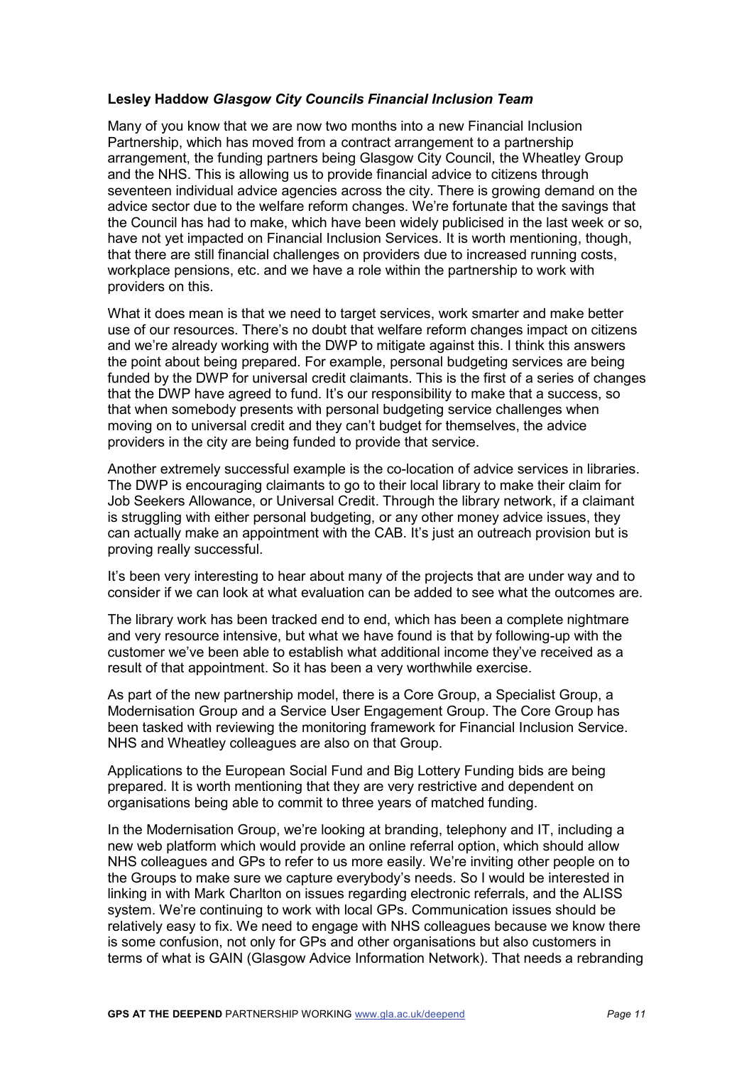**Lesley Haddow** ***Glasgow City Councils Financial Inclusion Team***

Many of you know that we are now two months into a new Financial Inclusion Partnership, which has moved from a contract arrangement to a partnership arrangement, the funding partners being Glasgow City Council, the Wheatley Group and the NHS. This is allowing us to provide financial advice to citizens through seventeen individual advice agencies across the city. There is growing demand on the advice sector due to the welfare reform changes. We're fortunate that the savings that the Council has had to make, which have been widely publicised in the last week or so, have not yet impacted on Financial Inclusion Services. It is worth mentioning, though, that there are still financial challenges on providers due to increased running costs, workplace pensions, etc. and we have a role within the partnership to work with providers on this.

What it does mean is that we need to target services, work smarter and make better use of our resources. There's no doubt that welfare reform changes impact on citizens and we're already working with the DWP to mitigate against this. I think this answers the point about being prepared. For example, personal budgeting services are being funded by the DWP for universal credit claimants. This is the first of a series of changes that the DWP have agreed to fund. It's our responsibility to make that a success, so that when somebody presents with personal budgeting service challenges when moving on to universal credit and they can't budget for themselves, the advice providers in the city are being funded to provide that service.

Another extremely successful example is the co-location of advice services in libraries. The DWP is encouraging claimants to go to their local library to make their claim for Job Seekers Allowance, or Universal Credit. Through the library network, if a claimant is struggling with either personal budgeting, or any other money advice issues, they can actually make an appointment with the CAB. It's just an outreach provision but is proving really successful.

It's been very interesting to hear about many of the projects that are under way and to consider if we can look at what evaluation can be added to see what the outcomes are.

The library work has been tracked end to end, which has been a complete nightmare and very resource intensive, but what we have found is that by following-up with the customer we've been able to establish what additional income they've received as a result of that appointment. So it has been a very worthwhile exercise.

As part of the new partnership model, there is a Core Group, a Specialist Group, a Modernisation Group and a Service User Engagement Group. The Core Group has been tasked with reviewing the monitoring framework for Financial Inclusion Service. NHS and Wheatley colleagues are also on that Group.

Applications to the European Social Fund and Big Lottery Funding bids are being prepared. It is worth mentioning that they are very restrictive and dependent on organisations being able to commit to three years of matched funding.

In the Modernisation Group, we're looking at branding, telephony and IT, including a new web platform which would provide an online referral option, which should allow NHS colleagues and GPs to refer to us more easily. We're inviting other people on to the Groups to make sure we capture everybody's needs. So I would be interested in linking in with Mark Charlton on issues regarding electronic referrals, and the ALISS system. We're continuing to work with local GPs. Communication issues should be relatively easy to fix. We need to engage with NHS colleagues because we know there is some confusion, not only for GPs and other organisations but also customers in terms of what is GAIN (Glasgow Advice Information Network). That needs a rebranding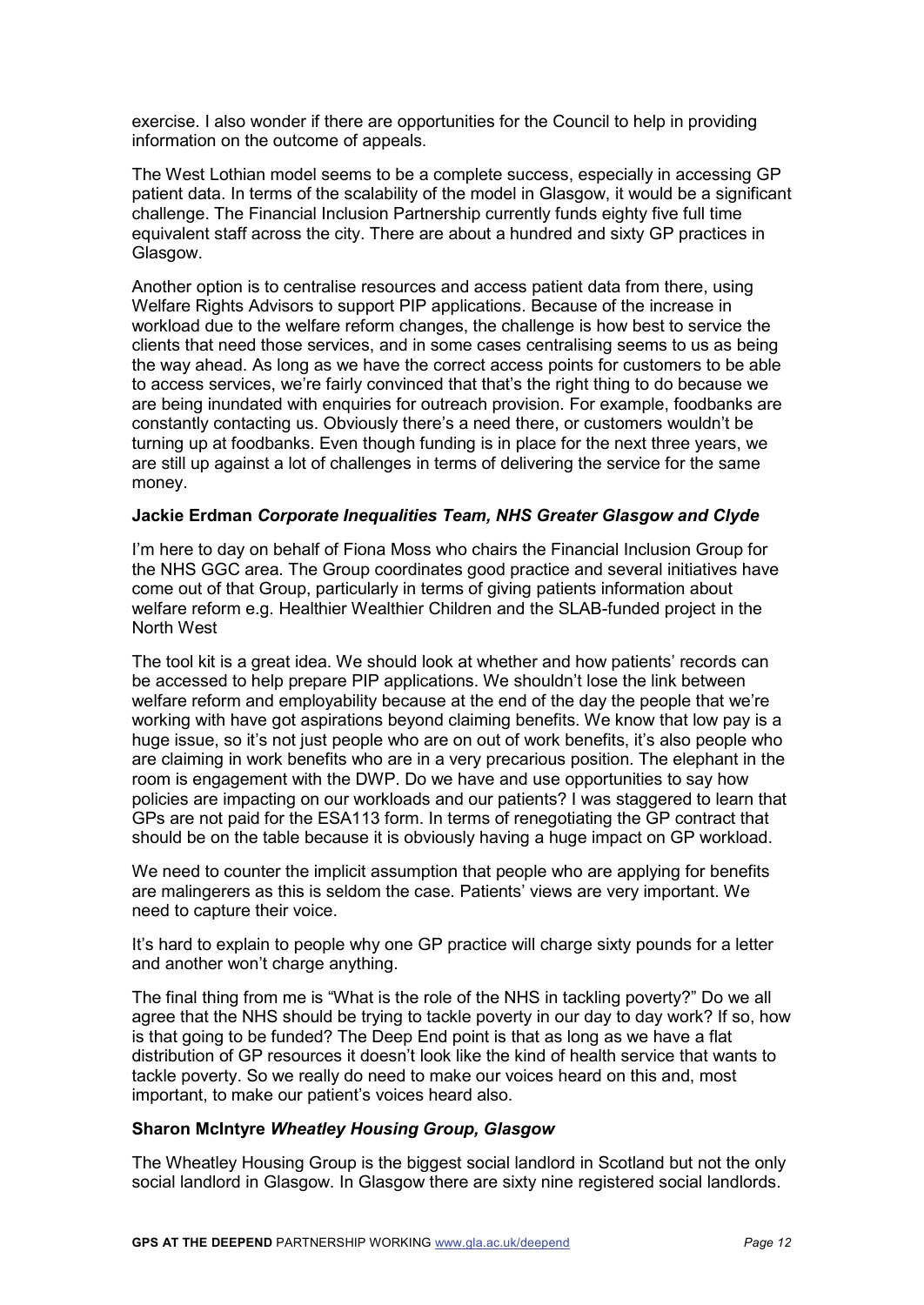exercise. I also wonder if there are opportunities for the Council to help in providing information on the outcome of appeals.

The West Lothian model seems to be a complete success, especially in accessing GP patient data. In terms of the scalability of the model in Glasgow, it would be a significant challenge. The Financial Inclusion Partnership currently funds eighty five full time equivalent staff across the city. There are about a hundred and sixty GP practices in Glasgow.

Another option is to centralise resources and access patient data from there, using Welfare Rights Advisors to support PIP applications. Because of the increase in workload due to the welfare reform changes, the challenge is how best to service the clients that need those services, and in some cases centralising seems to us as being the way ahead. As long as we have the correct access points for customers to be able to access services, we're fairly convinced that that's the right thing to do because we are being inundated with enquiries for outreach provision. For example, foodbanks are constantly contacting us. Obviously there's a need there, or customers wouldn't be turning up at foodbanks. Even though funding is in place for the next three years, we are still up against a lot of challenges in terms of delivering the service for the same money.

**Jackie Erdman** ***Corporate Inequalities Team, NHS Greater Glasgow and Clyde***

I'm here to day on behalf of Fiona Moss who chairs the Financial Inclusion Group for the NHS GGC area. The Group coordinates good practice and several initiatives have come out of that Group, particularly in terms of giving patients information about welfare reform e.g. Healthier Wealthier Children and the SLAB-funded project in the North West

The tool kit is a great idea. We should look at whether and how patients' records can be accessed to help prepare PIP applications. We shouldn't lose the link between welfare reform and employability because at the end of the day the people that we're working with have got aspirations beyond claiming benefits. We know that low pay is a huge issue, so it's not just people who are on out of work benefits, it's also people who are claiming in work benefits who are in a very precarious position. The elephant in the room is engagement with the DWP. Do we have and use opportunities to say how policies are impacting on our workloads and our patients? I was staggered to learn that GPs are not paid for the ESA113 form. In terms of renegotiating the GP contract that should be on the table because it is obviously having a huge impact on GP workload.

We need to counter the implicit assumption that people who are applying for benefits are malingerers as this is seldom the case. Patients' views are very important. We need to capture their voice.

It's hard to explain to people why one GP practice will charge sixty pounds for a letter and another won't charge anything.

The final thing from me is "What is the role of the NHS in tackling poverty?" Do we all agree that the NHS should be trying to tackle poverty in our day to day work? If so, how is that going to be funded? The Deep End point is that as long as we have a flat distribution of GP resources it doesn't look like the kind of health service that wants to tackle poverty. So we really do need to make our voices heard on this and, most important, to make our patient's voices heard also.

**Sharon McIntyre** ***Wheatley Housing Group, Glasgow***

The Wheatley Housing Group is the biggest social landlord in Scotland but not the only social landlord in Glasgow. In Glasgow there are sixty nine registered social landlords.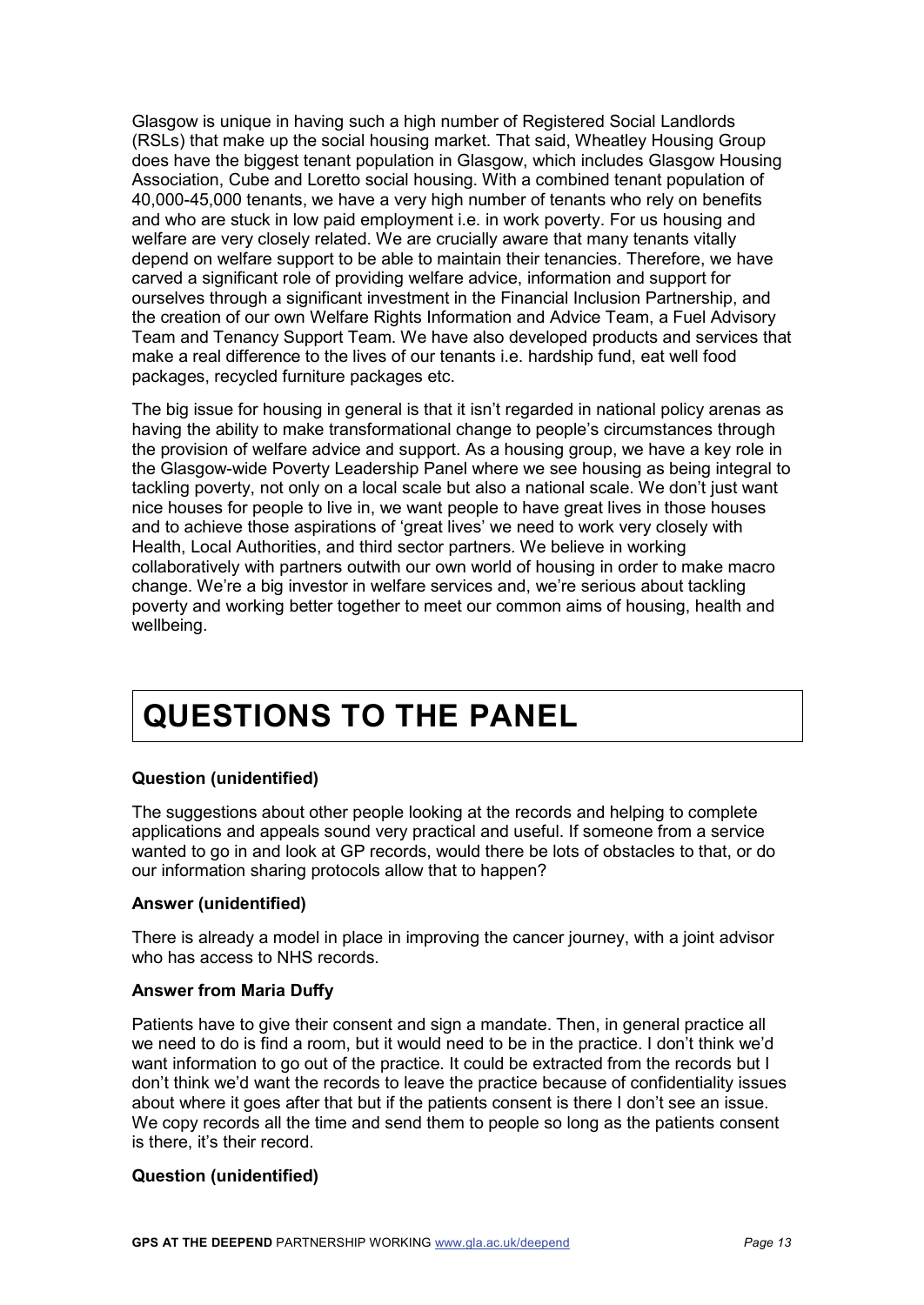Glasgow is unique in having such a high number of Registered Social Landlords (RSLs) that make up the social housing market. That said, Wheatley Housing Group does have the biggest tenant population in Glasgow, which includes Glasgow Housing Association, Cube and Loretto social housing. With a combined tenant population of 40,000-45,000 tenants, we have a very high number of tenants who rely on benefits and who are stuck in low paid employment i.e. in work poverty. For us housing and welfare are very closely related. We are crucially aware that many tenants vitally depend on welfare support to be able to maintain their tenancies. Therefore, we have carved a significant role of providing welfare advice, information and support for ourselves through a significant investment in the Financial Inclusion Partnership, and the creation of our own Welfare Rights Information and Advice Team, a Fuel Advisory Team and Tenancy Support Team. We have also developed products and services that make a real difference to the lives of our tenants i.e. hardship fund, eat well food packages, recycled furniture packages etc.

The big issue for housing in general is that it isn't regarded in national policy arenas as having the ability to make transformational change to people's circumstances through the provision of welfare advice and support. As a housing group, we have a key role in the Glasgow-wide Poverty Leadership Panel where we see housing as being integral to tackling poverty, not only on a local scale but also a national scale. We don't just want nice houses for people to live in, we want people to have great lives in those houses and to achieve those aspirations of 'great lives' we need to work very closely with Health, Local Authorities, and third sector partners. We believe in working collaboratively with partners outwith our own world of housing in order to make macro change. We're a big investor in welfare services and, we're serious about tackling poverty and working better together to meet our common aims of housing, health and wellbeing.

# QUESTIONS TO THE PANEL

**Question (unidentified)**

The suggestions about other people looking at the records and helping to complete applications and appeals sound very practical and useful. If someone from a service wanted to go in and look at GP records, would there be lots of obstacles to that, or do our information sharing protocols allow that to happen?

**Answer (unidentified)**

There is already a model in place in improving the cancer journey, with a joint advisor who has access to NHS records.

**Answer from Maria Duffy**

Patients have to give their consent and sign a mandate. Then, in general practice all we need to do is find a room, but it would need to be in the practice. I don't think we'd want information to go out of the practice. It could be extracted from the records but I don't think we'd want the records to leave the practice because of confidentiality issues about where it goes after that but if the patients consent is there I don't see an issue. We copy records all the time and send them to people so long as the patients consent is there, it's their record.

**Question (unidentified)**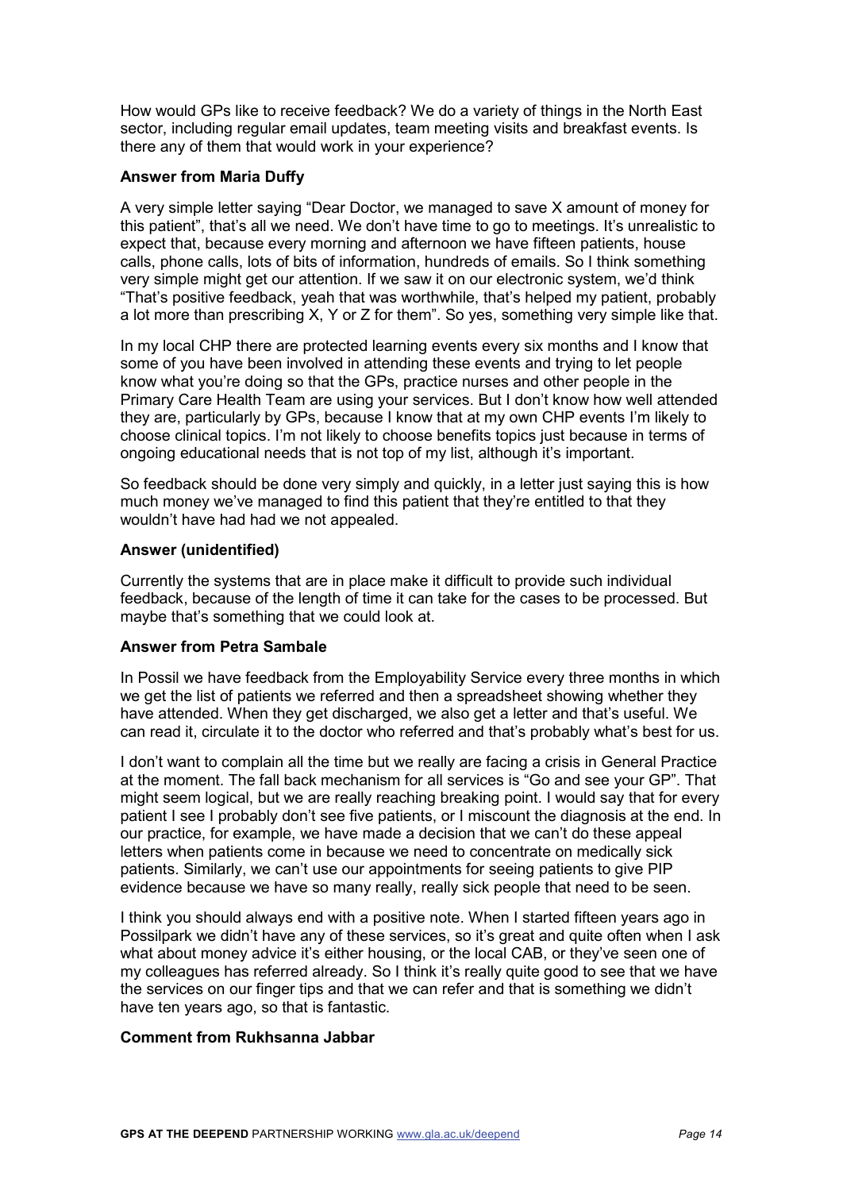How would GPs like to receive feedback? We do a variety of things in the North East sector, including regular email updates, team meeting visits and breakfast events. Is there any of them that would work in your experience?

**Answer from Maria Duffy**

A very simple letter saying "Dear Doctor, we managed to save X amount of money for this patient", that's all we need. We don't have time to go to meetings. It's unrealistic to expect that, because every morning and afternoon we have fifteen patients, house calls, phone calls, lots of bits of information, hundreds of emails. So I think something very simple might get our attention. If we saw it on our electronic system, we'd think "That's positive feedback, yeah that was worthwhile, that's helped my patient, probably a lot more than prescribing X, Y or Z for them". So yes, something very simple like that.

In my local CHP there are protected learning events every six months and I know that some of you have been involved in attending these events and trying to let people know what you're doing so that the GPs, practice nurses and other people in the Primary Care Health Team are using your services. But I don't know how well attended they are, particularly by GPs, because I know that at my own CHP events I'm likely to choose clinical topics. I'm not likely to choose benefits topics just because in terms of ongoing educational needs that is not top of my list, although it's important.

So feedback should be done very simply and quickly, in a letter just saying this is how much money we've managed to find this patient that they're entitled to that they wouldn't have had had we not appealed.

**Answer (unidentified)**

Currently the systems that are in place make it difficult to provide such individual feedback, because of the length of time it can take for the cases to be processed. But maybe that's something that we could look at.

**Answer from Petra Sambale**

In Possil we have feedback from the Employability Service every three months in which we get the list of patients we referred and then a spreadsheet showing whether they have attended. When they get discharged, we also get a letter and that's useful. We can read it, circulate it to the doctor who referred and that's probably what's best for us.

I don't want to complain all the time but we really are facing a crisis in General Practice at the moment. The fall back mechanism for all services is "Go and see your GP". That might seem logical, but we are really reaching breaking point. I would say that for every patient I see I probably don't see five patients, or I miscount the diagnosis at the end. In our practice, for example, we have made a decision that we can't do these appeal letters when patients come in because we need to concentrate on medically sick patients. Similarly, we can't use our appointments for seeing patients to give PIP evidence because we have so many really, really sick people that need to be seen.

I think you should always end with a positive note. When I started fifteen years ago in Possilpark we didn't have any of these services, so it's great and quite often when I ask what about money advice it's either housing, or the local CAB, or they've seen one of my colleagues has referred already. So I think it's really quite good to see that we have the services on our finger tips and that we can refer and that is something we didn't have ten years ago, so that is fantastic.

**Comment from Rukhsanna Jabbar**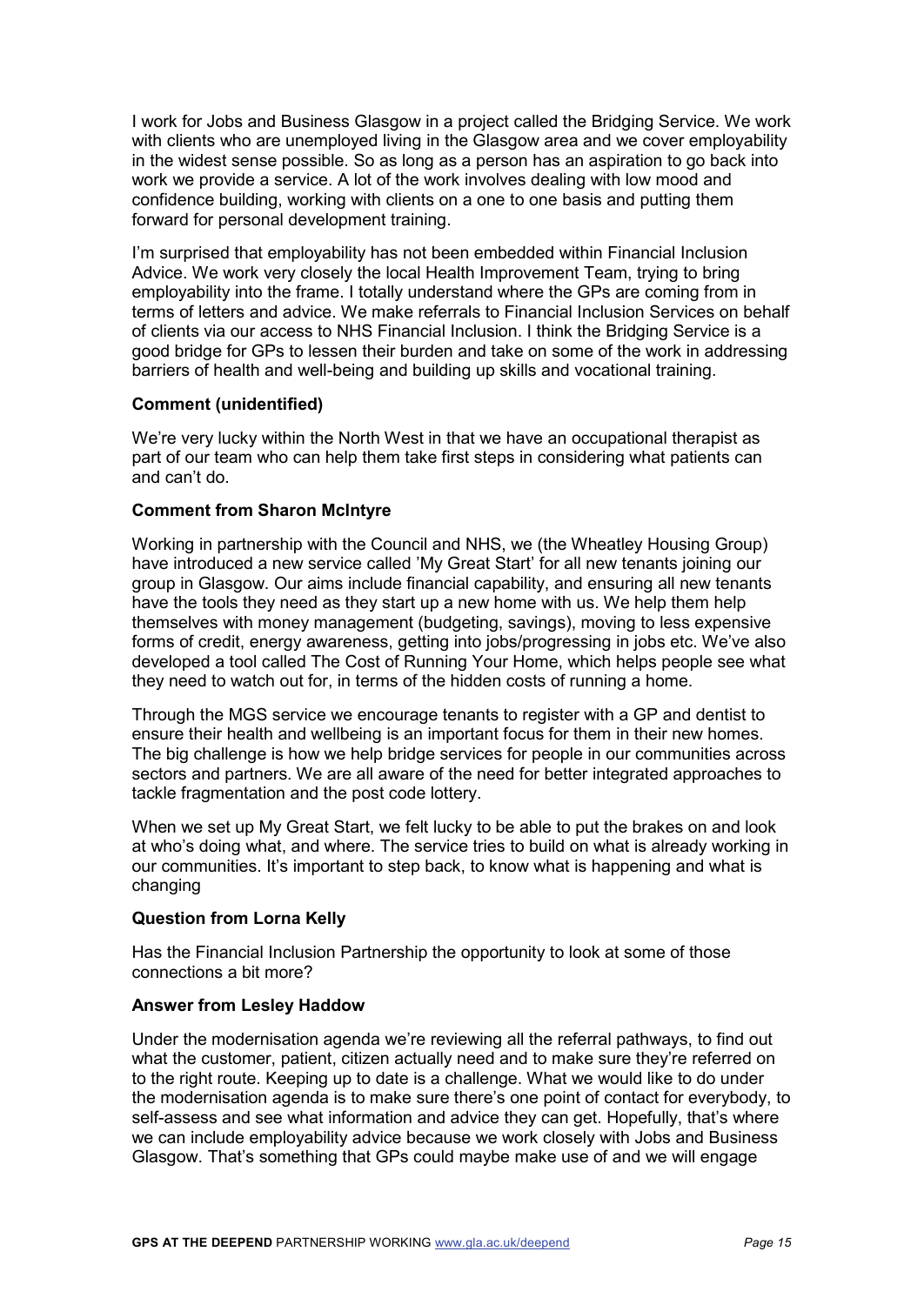I work for Jobs and Business Glasgow in a project called the Bridging Service. We work with clients who are unemployed living in the Glasgow area and we cover employability in the widest sense possible. So as long as a person has an aspiration to go back into work we provide a service. A lot of the work involves dealing with low mood and confidence building, working with clients on a one to one basis and putting them forward for personal development training.

I'm surprised that employability has not been embedded within Financial Inclusion Advice. We work very closely the local Health Improvement Team, trying to bring employability into the frame. I totally understand where the GPs are coming from in terms of letters and advice. We make referrals to Financial Inclusion Services on behalf of clients via our access to NHS Financial Inclusion. I think the Bridging Service is a good bridge for GPs to lessen their burden and take on some of the work in addressing barriers of health and well-being and building up skills and vocational training.

**Comment (unidentified)**

We're very lucky within the North West in that we have an occupational therapist as part of our team who can help them take first steps in considering what patients can and can't do.

**Comment from Sharon McIntyre**

Working in partnership with the Council and NHS, we (the Wheatley Housing Group) have introduced a new service called 'My Great Start' for all new tenants joining our group in Glasgow. Our aims include financial capability, and ensuring all new tenants have the tools they need as they start up a new home with us. We help them help themselves with money management (budgeting, savings), moving to less expensive forms of credit, energy awareness, getting into jobs/progressing in jobs etc. We've also developed a tool called The Cost of Running Your Home, which helps people see what they need to watch out for, in terms of the hidden costs of running a home.

Through the MGS service we encourage tenants to register with a GP and dentist to ensure their health and wellbeing is an important focus for them in their new homes. The big challenge is how we help bridge services for people in our communities across sectors and partners. We are all aware of the need for better integrated approaches to tackle fragmentation and the post code lottery.

When we set up My Great Start, we felt lucky to be able to put the brakes on and look at who's doing what, and where. The service tries to build on what is already working in our communities. It's important to step back, to know what is happening and what is changing

**Question from Lorna Kelly**

Has the Financial Inclusion Partnership the opportunity to look at some of those connections a bit more?

**Answer from Lesley Haddow**

Under the modernisation agenda we're reviewing all the referral pathways, to find out what the customer, patient, citizen actually need and to make sure they're referred on to the right route. Keeping up to date is a challenge. What we would like to do under the modernisation agenda is to make sure there's one point of contact for everybody, to self-assess and see what information and advice they can get. Hopefully, that's where we can include employability advice because we work closely with Jobs and Business Glasgow. That's something that GPs could maybe make use of and we will engage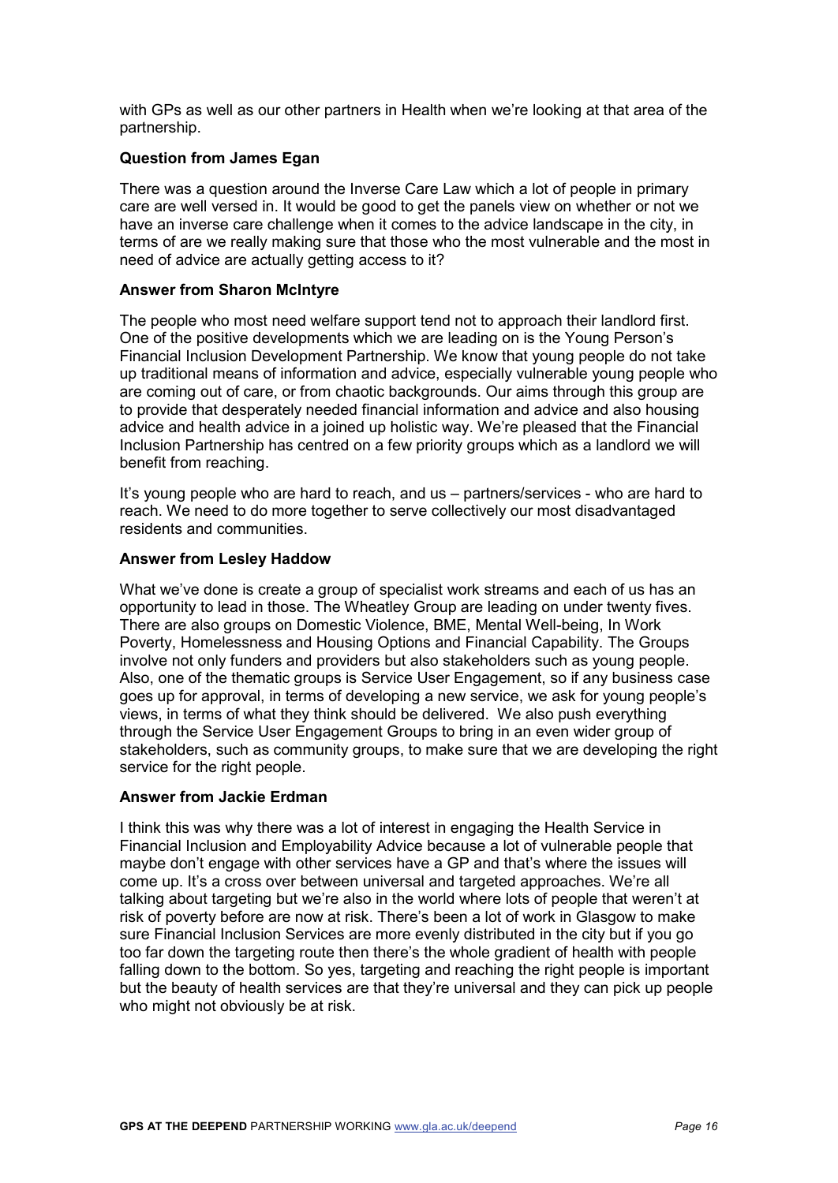with GPs as well as our other partners in Health when we're looking at that area of the partnership.

**Question from James Egan**

There was a question around the Inverse Care Law which a lot of people in primary care are well versed in. It would be good to get the panels view on whether or not we have an inverse care challenge when it comes to the advice landscape in the city, in terms of are we really making sure that those who the most vulnerable and the most in need of advice are actually getting access to it?

**Answer from Sharon McIntyre**

The people who most need welfare support tend not to approach their landlord first. One of the positive developments which we are leading on is the Young Person's Financial Inclusion Development Partnership. We know that young people do not take up traditional means of information and advice, especially vulnerable young people who are coming out of care, or from chaotic backgrounds. Our aims through this group are to provide that desperately needed financial information and advice and also housing advice and health advice in a joined up holistic way. We're pleased that the Financial Inclusion Partnership has centred on a few priority groups which as a landlord we will benefit from reaching.

It's young people who are hard to reach, and us – partners/services - who are hard to reach. We need to do more together to serve collectively our most disadvantaged residents and communities.

**Answer from Lesley Haddow**

What we've done is create a group of specialist work streams and each of us has an opportunity to lead in those. The Wheatley Group are leading on under twenty fives. There are also groups on Domestic Violence, BME, Mental Well-being, In Work Poverty, Homelessness and Housing Options and Financial Capability. The Groups involve not only funders and providers but also stakeholders such as young people. Also, one of the thematic groups is Service User Engagement, so if any business case goes up for approval, in terms of developing a new service, we ask for young people's views, in terms of what they think should be delivered. We also push everything through the Service User Engagement Groups to bring in an even wider group of stakeholders, such as community groups, to make sure that we are developing the right service for the right people.

**Answer from Jackie Erdman**

I think this was why there was a lot of interest in engaging the Health Service in Financial Inclusion and Employability Advice because a lot of vulnerable people that maybe don't engage with other services have a GP and that's where the issues will come up. It's a cross over between universal and targeted approaches. We're all talking about targeting but we're also in the world where lots of people that weren't at risk of poverty before are now at risk. There's been a lot of work in Glasgow to make sure Financial Inclusion Services are more evenly distributed in the city but if you go too far down the targeting route then there's the whole gradient of health with people falling down to the bottom. So yes, targeting and reaching the right people is important but the beauty of health services are that they're universal and they can pick up people who might not obviously be at risk.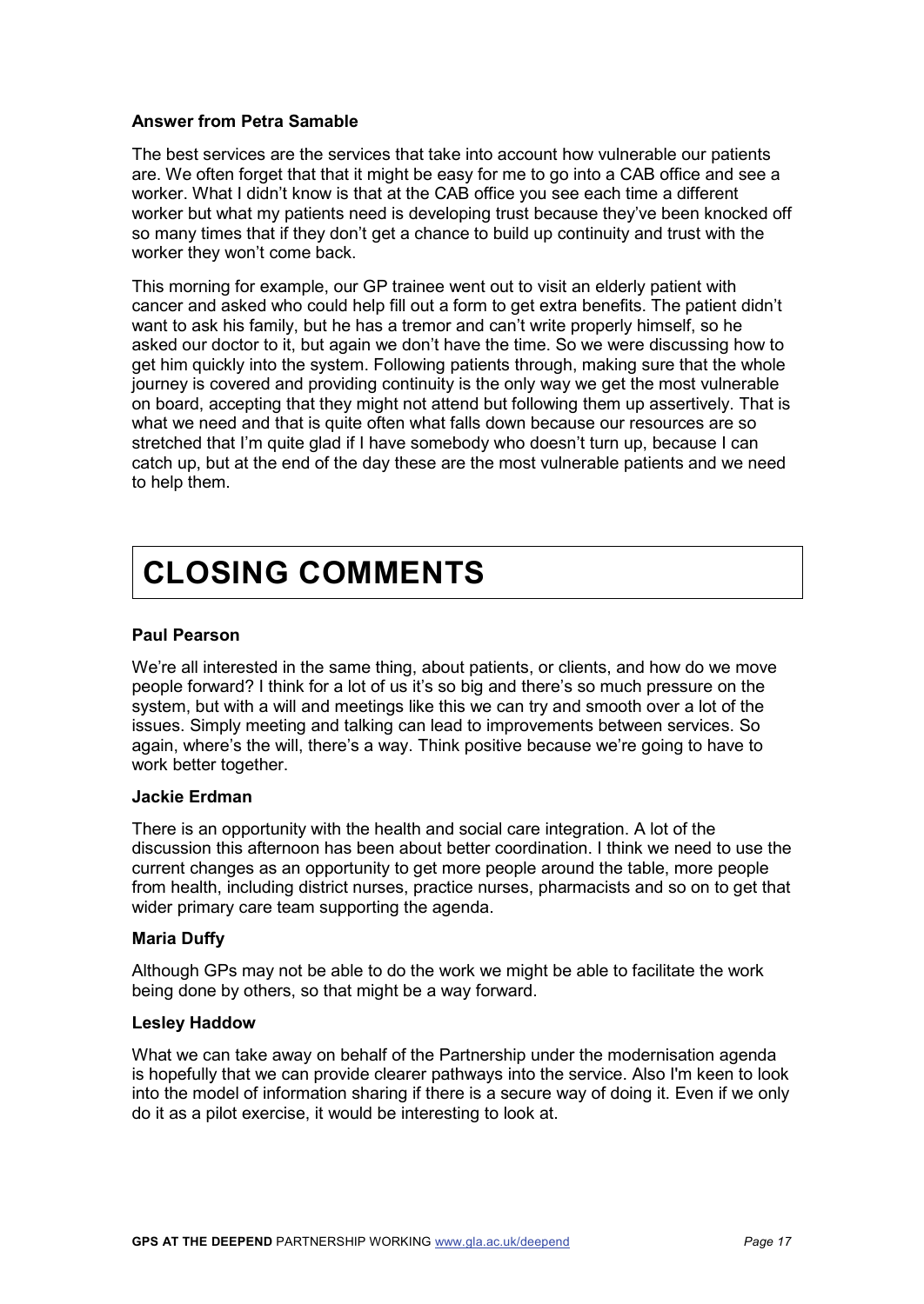**Answer from Petra Samable**

The best services are the services that take into account how vulnerable our patients are. We often forget that that it might be easy for me to go into a CAB office and see a worker. What I didn't know is that at the CAB office you see each time a different worker but what my patients need is developing trust because they've been knocked off so many times that if they don't get a chance to build up continuity and trust with the worker they won't come back.

This morning for example, our GP trainee went out to visit an elderly patient with cancer and asked who could help fill out a form to get extra benefits. The patient didn't want to ask his family, but he has a tremor and can't write properly himself, so he asked our doctor to it, but again we don't have the time. So we were discussing how to get him quickly into the system. Following patients through, making sure that the whole journey is covered and providing continuity is the only way we get the most vulnerable on board, accepting that they might not attend but following them up assertively. That is what we need and that is quite often what falls down because our resources are so stretched that I'm quite glad if I have somebody who doesn't turn up, because I can catch up, but at the end of the day these are the most vulnerable patients and we need to help them.

# CLOSING COMMENTS

**Paul Pearson**

We're all interested in the same thing, about patients, or clients, and how do we move people forward? I think for a lot of us it's so big and there's so much pressure on the system, but with a will and meetings like this we can try and smooth over a lot of the issues. Simply meeting and talking can lead to improvements between services. So again, where's the will, there's a way. Think positive because we're going to have to work better together.

**Jackie Erdman**

There is an opportunity with the health and social care integration. A lot of the discussion this afternoon has been about better coordination. I think we need to use the current changes as an opportunity to get more people around the table, more people from health, including district nurses, practice nurses, pharmacists and so on to get that wider primary care team supporting the agenda.

**Maria Duffy**

Although GPs may not be able to do the work we might be able to facilitate the work being done by others, so that might be a way forward.

**Lesley Haddow**

What we can take away on behalf of the Partnership under the modernisation agenda is hopefully that we can provide clearer pathways into the service. Also I'm keen to look into the model of information sharing if there is a secure way of doing it. Even if we only do it as a pilot exercise, it would be interesting to look at.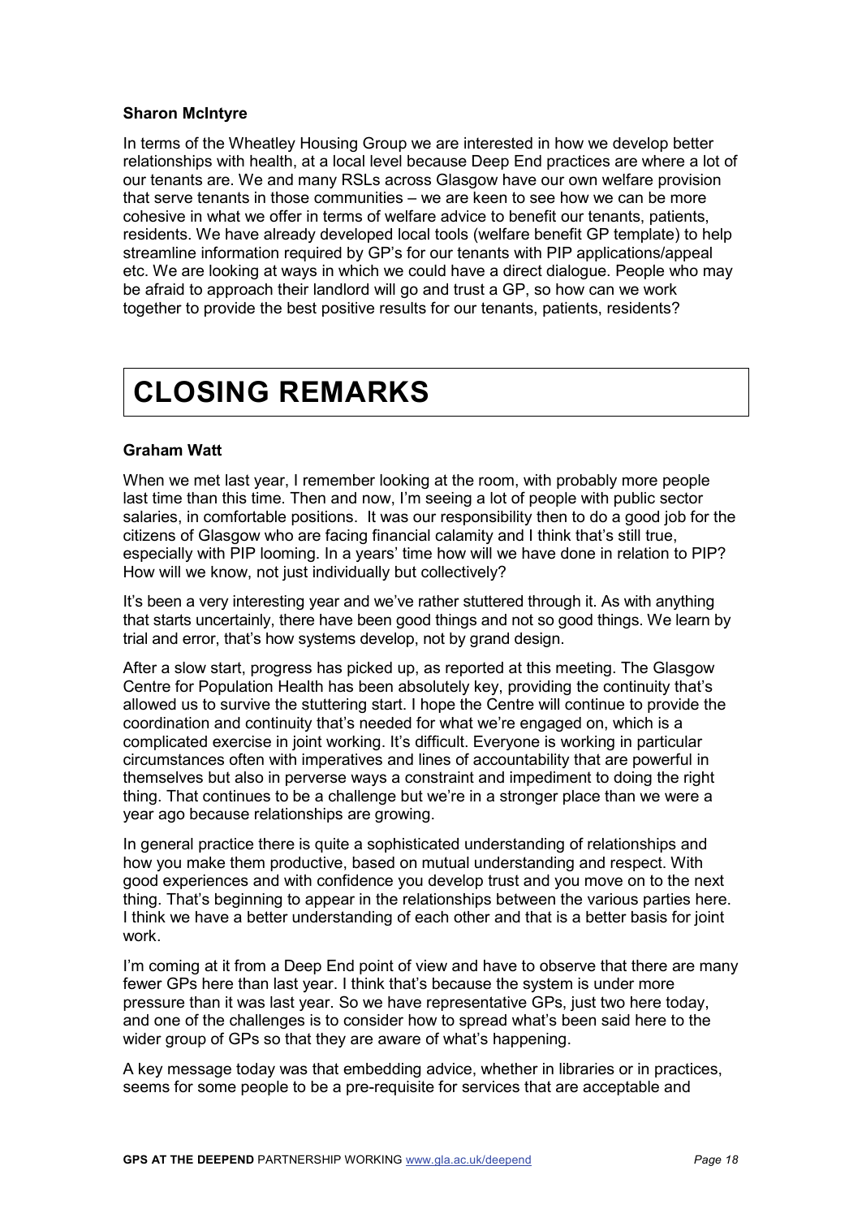**Sharon McIntyre**

In terms of the Wheatley Housing Group we are interested in how we develop better relationships with health, at a local level because Deep End practices are where a lot of our tenants are. We and many RSLs across Glasgow have our own welfare provision that serve tenants in those communities – we are keen to see how we can be more cohesive in what we offer in terms of welfare advice to benefit our tenants, patients, residents. We have already developed local tools (welfare benefit GP template) to help streamline information required by GP's for our tenants with PIP applications/appeal etc. We are looking at ways in which we could have a direct dialogue. People who may be afraid to approach their landlord will go and trust a GP, so how can we work together to provide the best positive results for our tenants, patients, residents?

# CLOSING REMARKS

**Graham Watt**

When we met last year, I remember looking at the room, with probably more people last time than this time. Then and now, I'm seeing a lot of people with public sector salaries, in comfortable positions. It was our responsibility then to do a good job for the citizens of Glasgow who are facing financial calamity and I think that's still true, especially with PIP looming. In a years' time how will we have done in relation to PIP? How will we know, not just individually but collectively?

It's been a very interesting year and we've rather stuttered through it. As with anything that starts uncertainly, there have been good things and not so good things. We learn by trial and error, that's how systems develop, not by grand design.

After a slow start, progress has picked up, as reported at this meeting. The Glasgow Centre for Population Health has been absolutely key, providing the continuity that's allowed us to survive the stuttering start. I hope the Centre will continue to provide the coordination and continuity that's needed for what we're engaged on, which is a complicated exercise in joint working. It's difficult. Everyone is working in particular circumstances often with imperatives and lines of accountability that are powerful in themselves but also in perverse ways a constraint and impediment to doing the right thing. That continues to be a challenge but we're in a stronger place than we were a year ago because relationships are growing.

In general practice there is quite a sophisticated understanding of relationships and how you make them productive, based on mutual understanding and respect. With good experiences and with confidence you develop trust and you move on to the next thing. That's beginning to appear in the relationships between the various parties here. I think we have a better understanding of each other and that is a better basis for joint work.

I'm coming at it from a Deep End point of view and have to observe that there are many fewer GPs here than last year. I think that's because the system is under more pressure than it was last year. So we have representative GPs, just two here today, and one of the challenges is to consider how to spread what's been said here to the wider group of GPs so that they are aware of what's happening.

A key message today was that embedding advice, whether in libraries or in practices, seems for some people to be a pre-requisite for services that are acceptable and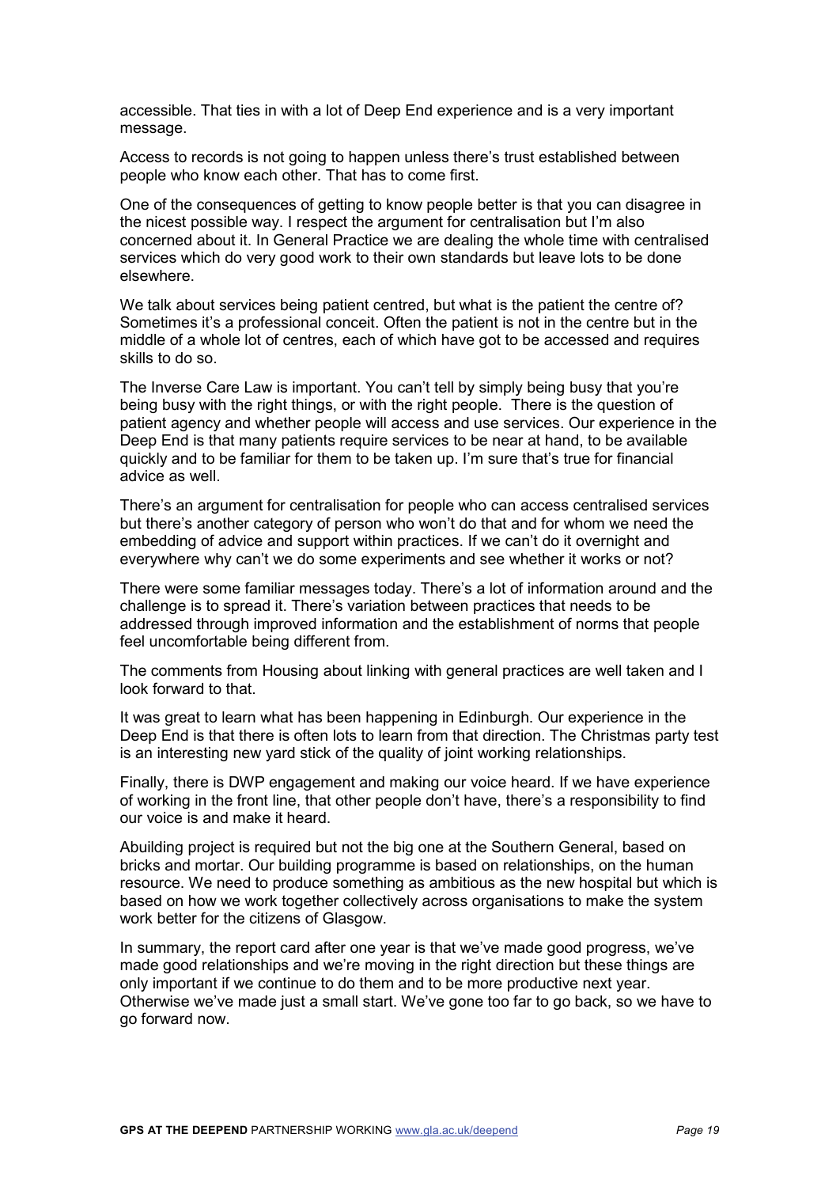accessible. That ties in with a lot of Deep End experience and is a very important message.

Access to records is not going to happen unless there's trust established between people who know each other. That has to come first.

One of the consequences of getting to know people better is that you can disagree in the nicest possible way. I respect the argument for centralisation but I'm also concerned about it. In General Practice we are dealing the whole time with centralised services which do very good work to their own standards but leave lots to be done elsewhere.

We talk about services being patient centred, but what is the patient the centre of? Sometimes it's a professional conceit. Often the patient is not in the centre but in the middle of a whole lot of centres, each of which have got to be accessed and requires skills to do so.

The Inverse Care Law is important. You can't tell by simply being busy that you're being busy with the right things, or with the right people. There is the question of patient agency and whether people will access and use services. Our experience in the Deep End is that many patients require services to be near at hand, to be available quickly and to be familiar for them to be taken up. I'm sure that's true for financial advice as well.

There's an argument for centralisation for people who can access centralised services but there's another category of person who won't do that and for whom we need the embedding of advice and support within practices. If we can't do it overnight and everywhere why can't we do some experiments and see whether it works or not?

There were some familiar messages today. There's a lot of information around and the challenge is to spread it. There's variation between practices that needs to be addressed through improved information and the establishment of norms that people feel uncomfortable being different from.

The comments from Housing about linking with general practices are well taken and I look forward to that.

It was great to learn what has been happening in Edinburgh. Our experience in the Deep End is that there is often lots to learn from that direction. The Christmas party test is an interesting new yard stick of the quality of joint working relationships.

Finally, there is DWP engagement and making our voice heard. If we have experience of working in the front line, that other people don't have, there's a responsibility to find our voice is and make it heard.

Abuilding project is required but not the big one at the Southern General, based on bricks and mortar. Our building programme is based on relationships, on the human resource. We need to produce something as ambitious as the new hospital but which is based on how we work together collectively across organisations to make the system work better for the citizens of Glasgow.

In summary, the report card after one year is that we've made good progress, we've made good relationships and we're moving in the right direction but these things are only important if we continue to do them and to be more productive next year. Otherwise we've made just a small start. We've gone too far to go back, so we have to go forward now.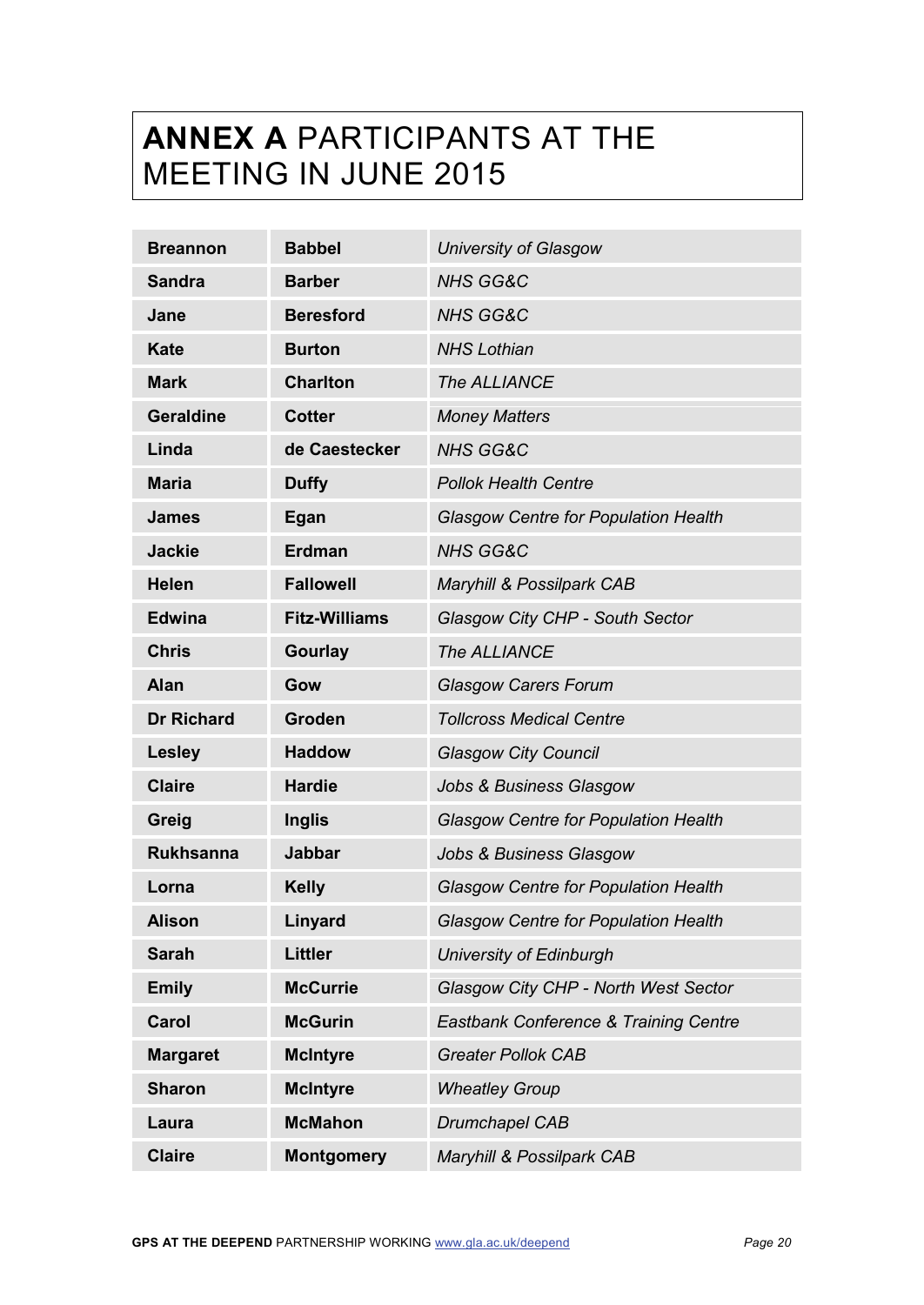# **ANNEX A** PARTICIPANTS AT THE MEETING IN JUNE 2015

| | | |
|---|---|---|
| **Breannon** | **Babbel** | *University of Glasgow* |
| **Sandra** | **Barber** | *NHS GG&C* |
| **Jane** | **Beresford** | *NHS GG&C* |
| **Kate** | **Burton** | *NHS Lothian* |
| **Mark** | **Charlton** | *The ALLIANCE* |
| **Geraldine** | **Cotter** | *Money Matters* |
| **Linda** | **de Caestecker** | *NHS GG&C* |
| **Maria** | **Duffy** | *Pollok Health Centre* |
| **James** | **Egan** | *Glasgow Centre for Population Health* |
| **Jackie** | **Erdman** | *NHS GG&C* |
| **Helen** | **Fallowell** | *Maryhill & Possilpark CAB* |
| **Edwina** | **Fitz-Williams** | *Glasgow City CHP - South Sector* |
| **Chris** | **Gourlay** | *The ALLIANCE* |
| **Alan** | **Gow** | *Glasgow Carers Forum* |
| **Dr Richard** | **Groden** | *Tollcross Medical Centre* |
| **Lesley** | **Haddow** | *Glasgow City Council* |
| **Claire** | **Hardie** | *Jobs & Business Glasgow* |
| **Greig** | **Inglis** | *Glasgow Centre for Population Health* |
| **Rukhsanna** | **Jabbar** | *Jobs & Business Glasgow* |
| **Lorna** | **Kelly** | *Glasgow Centre for Population Health* |
| **Alison** | **Linyard** | *Glasgow Centre for Population Health* |
| **Sarah** | **Littler** | *University of Edinburgh* |
| **Emily** | **McCurrie** | *Glasgow City CHP - North West Sector* |
| **Carol** | **McGurin** | *Eastbank Conference & Training Centre* |
| **Margaret** | **McIntyre** | *Greater Pollok CAB* |
| **Sharon** | **McIntyre** | *Wheatley Group* |
| **Laura** | **McMahon** | *Drumchapel CAB* |
| **Claire** | **Montgomery** | *Maryhill & Possilpark CAB* |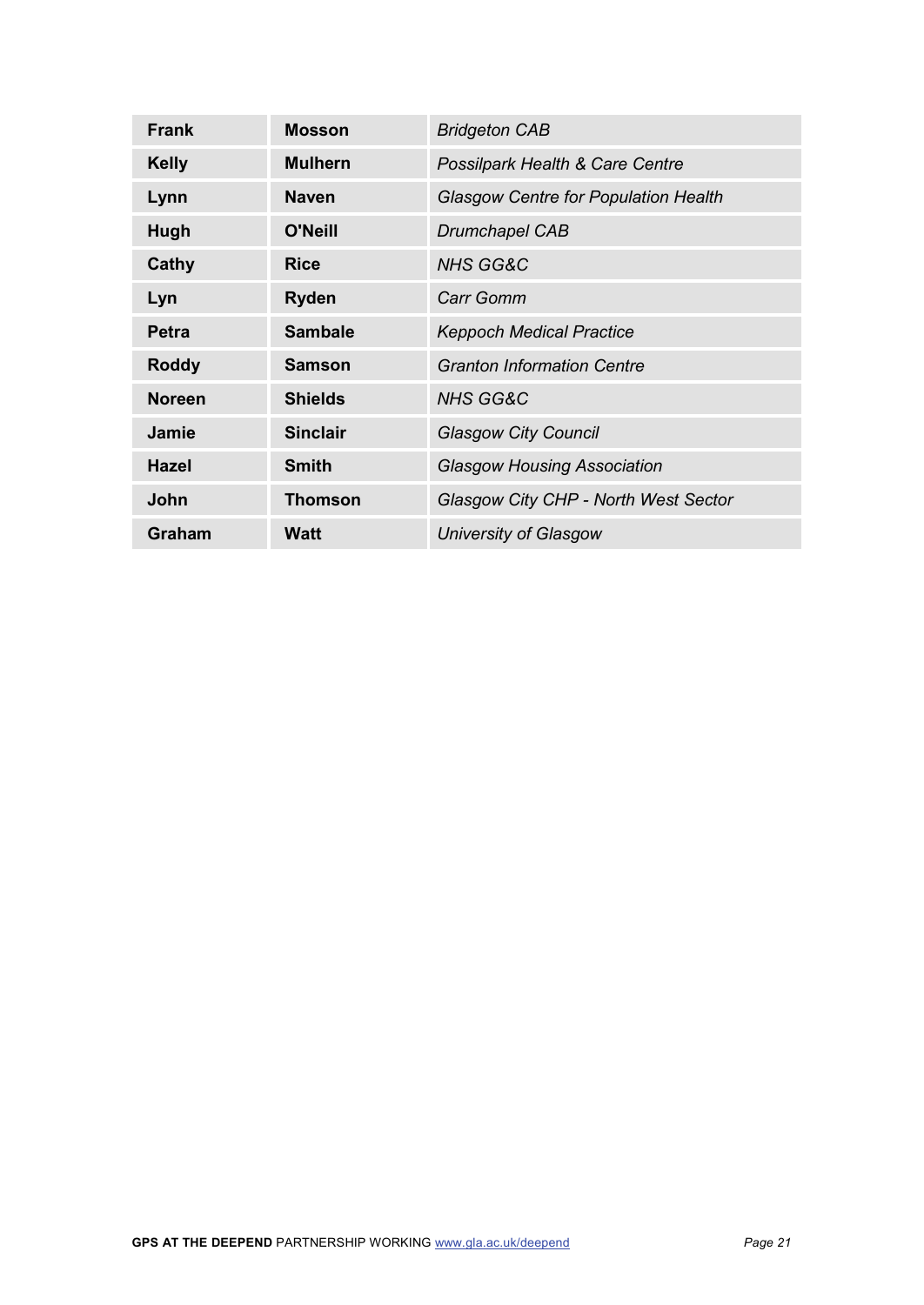| **Frank** | **Mosson** | *Bridgeton CAB* |
|---|---|---|
| **Kelly** | **Mulhern** | *Possilpark Health & Care Centre* |
| **Lynn** | **Naven** | *Glasgow Centre for Population Health* |
| **Hugh** | **O'Neill** | *Drumchapel CAB* |
| **Cathy** | **Rice** | *NHS GG&C* |
| **Lyn** | **Ryden** | *Carr Gomm* |
| **Petra** | **Sambale** | *Keppoch Medical Practice* |
| **Roddy** | **Samson** | *Granton Information Centre* |
| **Noreen** | **Shields** | *NHS GG&C* |
| **Jamie** | **Sinclair** | *Glasgow City Council* |
| **Hazel** | **Smith** | *Glasgow Housing Association* |
| **John** | **Thomson** | *Glasgow City CHP - North West Sector* |
| **Graham** | **Watt** | *University of Glasgow* |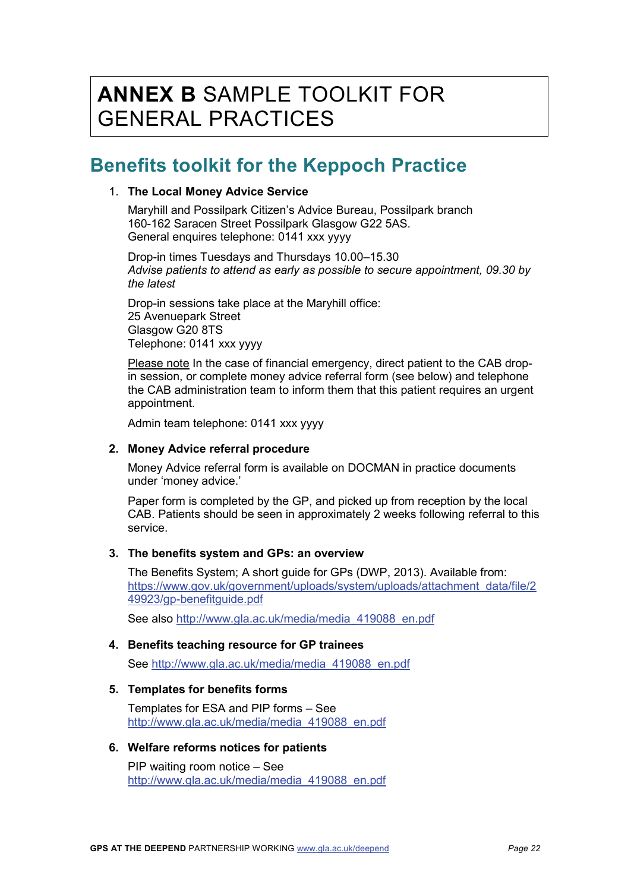# **ANNEX B** SAMPLE TOOLKIT FOR GENERAL PRACTICES

## Benefits toolkit for the Keppoch Practice

1. **The Local Money Advice Service**

   Maryhill and Possilpark Citizen's Advice Bureau, Possilpark branch
   160-162 Saracen Street Possilpark Glasgow G22 5AS.
   General enquires telephone: 0141 xxx yyyy

   Drop-in times Tuesdays and Thursdays 10.00–15.30
   *Advise patients to attend as early as possible to secure appointment, 09.30 by the latest*

   Drop-in sessions take place at the Maryhill office:
   25 Avenuepark Street
   Glasgow G20 8TS
   Telephone: 0141 xxx yyyy

   Please note In the case of financial emergency, direct patient to the CAB drop-in session, or complete money advice referral form (see below) and telephone the CAB administration team to inform them that this patient requires an urgent appointment.

   Admin team telephone: 0141 xxx yyyy

2. **Money Advice referral procedure**

   Money Advice referral form is available on DOCMAN in practice documents under 'money advice.'

   Paper form is completed by the GP, and picked up from reception by the local CAB. Patients should be seen in approximately 2 weeks following referral to this service.

3. **The benefits system and GPs: an overview**

   The Benefits System; A short guide for GPs (DWP, 2013). Available from: https://www.gov.uk/government/uploads/system/uploads/attachment_data/file/249923/gp-benefitguide.pdf

   See also http://www.gla.ac.uk/media/media_419088_en.pdf

4. **Benefits teaching resource for GP trainees**

   See http://www.gla.ac.uk/media/media_419088_en.pdf

5. **Templates for benefits forms**

   Templates for ESA and PIP forms – See http://www.gla.ac.uk/media/media_419088_en.pdf

6. **Welfare reforms notices for patients**

   PIP waiting room notice – See http://www.gla.ac.uk/media/media_419088_en.pdf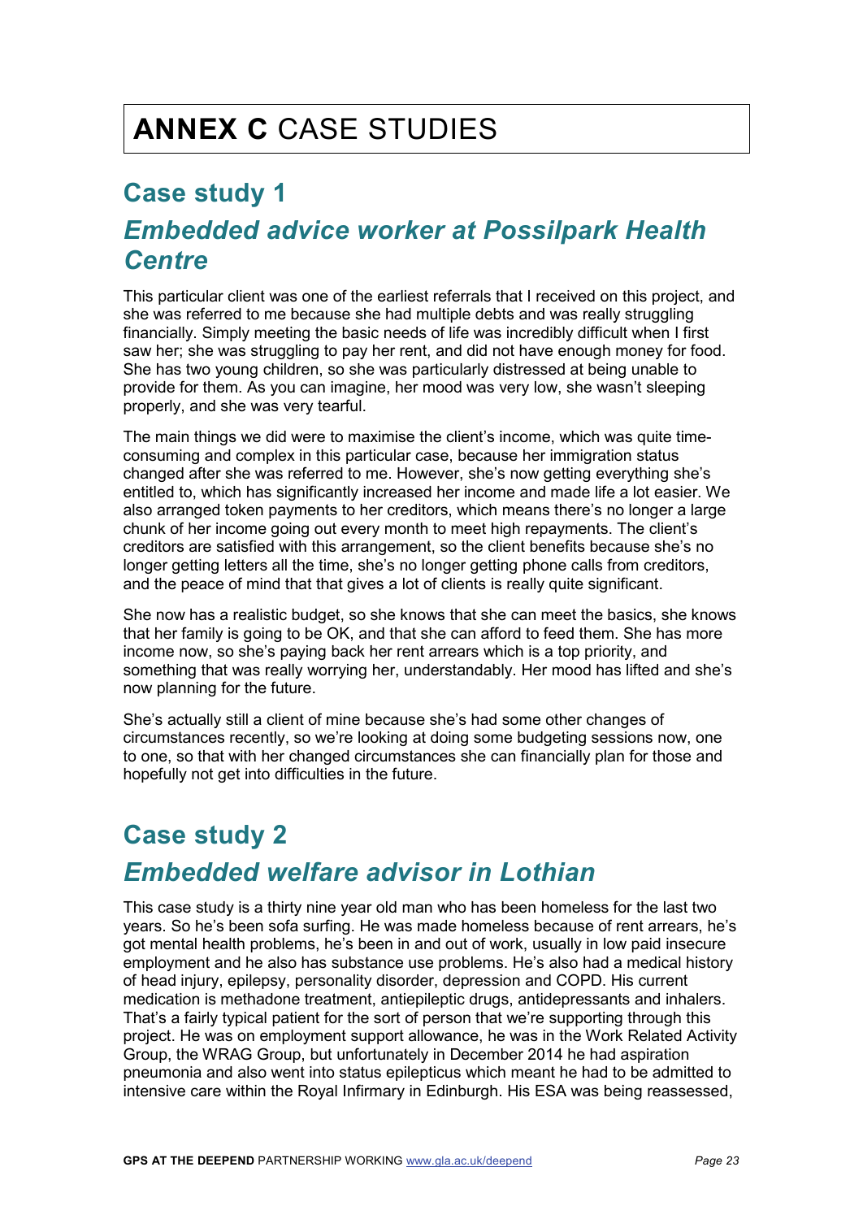# **ANNEX C** CASE STUDIES

## Case study 1

## *Embedded advice worker at Possilpark Health Centre*

This particular client was one of the earliest referrals that I received on this project, and she was referred to me because she had multiple debts and was really struggling financially. Simply meeting the basic needs of life was incredibly difficult when I first saw her; she was struggling to pay her rent, and did not have enough money for food. She has two young children, so she was particularly distressed at being unable to provide for them. As you can imagine, her mood was very low, she wasn't sleeping properly, and she was very tearful.

The main things we did were to maximise the client's income, which was quite time-consuming and complex in this particular case, because her immigration status changed after she was referred to me. However, she's now getting everything she's entitled to, which has significantly increased her income and made life a lot easier. We also arranged token payments to her creditors, which means there's no longer a large chunk of her income going out every month to meet high repayments. The client's creditors are satisfied with this arrangement, so the client benefits because she's no longer getting letters all the time, she's no longer getting phone calls from creditors, and the peace of mind that that gives a lot of clients is really quite significant.

She now has a realistic budget, so she knows that she can meet the basics, she knows that her family is going to be OK, and that she can afford to feed them. She has more income now, so she's paying back her rent arrears which is a top priority, and something that was really worrying her, understandably. Her mood has lifted and she's now planning for the future.

She's actually still a client of mine because she's had some other changes of circumstances recently, so we're looking at doing some budgeting sessions now, one to one, so that with her changed circumstances she can financially plan for those and hopefully not get into difficulties in the future.

## Case study 2

## *Embedded welfare advisor in Lothian*

This case study is a thirty nine year old man who has been homeless for the last two years. So he's been sofa surfing. He was made homeless because of rent arrears, he's got mental health problems, he's been in and out of work, usually in low paid insecure employment and he also has substance use problems. He's also had a medical history of head injury, epilepsy, personality disorder, depression and COPD. His current medication is methadone treatment, antiepileptic drugs, antidepressants and inhalers. That's a fairly typical patient for the sort of person that we're supporting through this project. He was on employment support allowance, he was in the Work Related Activity Group, the WRAG Group, but unfortunately in December 2014 he had aspiration pneumonia and also went into status epilepticus which meant he had to be admitted to intensive care within the Royal Infirmary in Edinburgh. His ESA was being reassessed,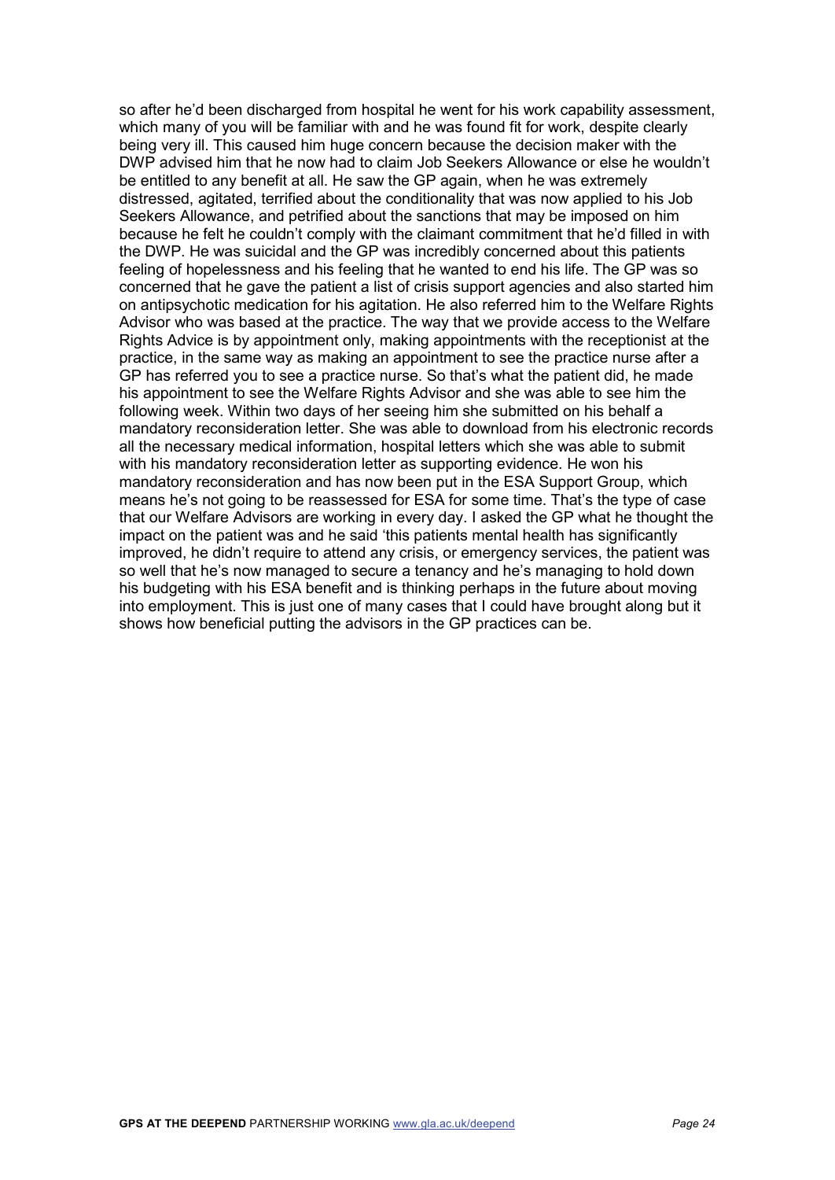so after he'd been discharged from hospital he went for his work capability assessment, which many of you will be familiar with and he was found fit for work, despite clearly being very ill. This caused him huge concern because the decision maker with the DWP advised him that he now had to claim Job Seekers Allowance or else he wouldn't be entitled to any benefit at all. He saw the GP again, when he was extremely distressed, agitated, terrified about the conditionality that was now applied to his Job Seekers Allowance, and petrified about the sanctions that may be imposed on him because he felt he couldn't comply with the claimant commitment that he'd filled in with the DWP. He was suicidal and the GP was incredibly concerned about this patients feeling of hopelessness and his feeling that he wanted to end his life. The GP was so concerned that he gave the patient a list of crisis support agencies and also started him on antipsychotic medication for his agitation. He also referred him to the Welfare Rights Advisor who was based at the practice. The way that we provide access to the Welfare Rights Advice is by appointment only, making appointments with the receptionist at the practice, in the same way as making an appointment to see the practice nurse after a GP has referred you to see a practice nurse. So that's what the patient did, he made his appointment to see the Welfare Rights Advisor and she was able to see him the following week. Within two days of her seeing him she submitted on his behalf a mandatory reconsideration letter. She was able to download from his electronic records all the necessary medical information, hospital letters which she was able to submit with his mandatory reconsideration letter as supporting evidence. He won his mandatory reconsideration and has now been put in the ESA Support Group, which means he's not going to be reassessed for ESA for some time. That's the type of case that our Welfare Advisors are working in every day. I asked the GP what he thought the impact on the patient was and he said 'this patients mental health has significantly improved, he didn't require to attend any crisis, or emergency services, the patient was so well that he's now managed to secure a tenancy and he's managing to hold down his budgeting with his ESA benefit and is thinking perhaps in the future about moving into employment. This is just one of many cases that I could have brought along but it shows how beneficial putting the advisors in the GP practices can be.